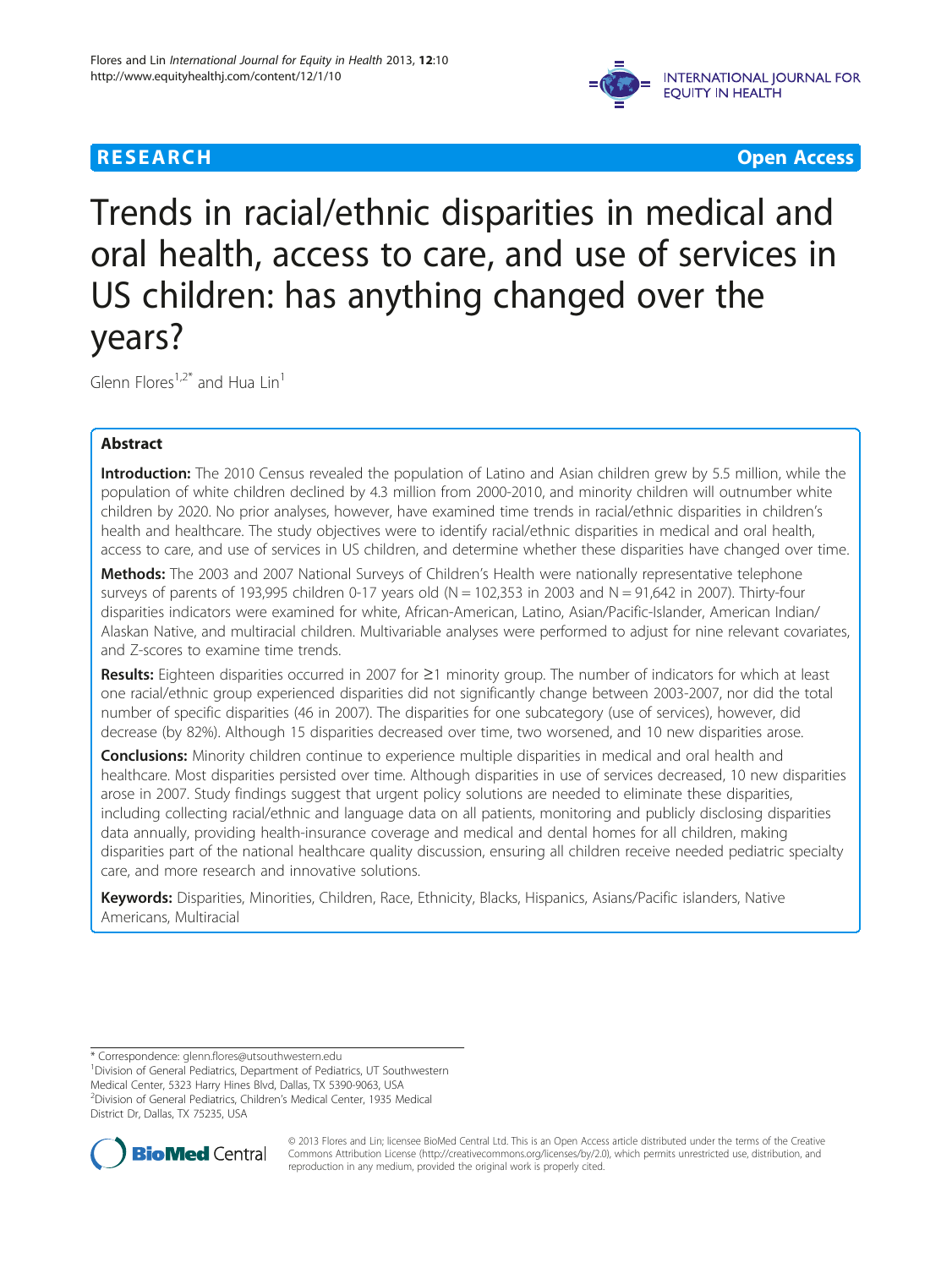**RESEARCH** **Open Access**

# Trends in racial/ethnic disparities in medical and oral health, access to care, and use of services in US children: has anything changed over the years?

Glenn Flores[1,2*] and Hua Lin[1]

## Abstract

**Introduction:** The 2010 Census revealed the population of Latino and Asian children grew by 5.5 million, while the population of white children declined by 4.3 million from 2000-2010, and minority children will outnumber white children by 2020. No prior analyses, however, have examined time trends in racial/ethnic disparities in children's health and healthcare. The study objectives were to identify racial/ethnic disparities in medical and oral health, access to care, and use of services in US children, and determine whether these disparities have changed over time.

**Methods:** The 2003 and 2007 National Surveys of Children's Health were nationally representative telephone surveys of parents of 193,995 children 0-17 years old (N = 102,353 in 2003 and N = 91,642 in 2007). Thirty-four disparities indicators were examined for white, African-American, Latino, Asian/Pacific-Islander, American Indian/Alaskan Native, and multiracial children. Multivariable analyses were performed to adjust for nine relevant covariates, and Z-scores to examine time trends.

**Results:** Eighteen disparities occurred in 2007 for ≥1 minority group. The number of indicators for which at least one racial/ethnic group experienced disparities did not significantly change between 2003-2007, nor did the total number of specific disparities (46 in 2007). The disparities for one subcategory (use of services), however, did decrease (by 82%). Although 15 disparities decreased over time, two worsened, and 10 new disparities arose.

**Conclusions:** Minority children continue to experience multiple disparities in medical and oral health and healthcare. Most disparities persisted over time. Although disparities in use of services decreased, 10 new disparities arose in 2007. Study findings suggest that urgent policy solutions are needed to eliminate these disparities, including collecting racial/ethnic and language data on all patients, monitoring and publicly disclosing disparities data annually, providing health-insurance coverage and medical and dental homes for all children, making disparities part of the national healthcare quality discussion, ensuring all children receive needed pediatric specialty care, and more research and innovative solutions.

**Keywords:** Disparities, Minorities, Children, Race, Ethnicity, Blacks, Hispanics, Asians/Pacific islanders, Native Americans, Multiracial

---

* Correspondence: glenn.flores@utsouthwestern.edu
[1]Division of General Pediatrics, Department of Pediatrics, UT Southwestern Medical Center, 5323 Harry Hines Blvd, Dallas, TX 5390-9063, USA
[2]Division of General Pediatrics, Children's Medical Center, 1935 Medical District Dr, Dallas, TX 75235, USA

© 2013 Flores and Lin; licensee BioMed Central Ltd. This is an Open Access article distributed under the terms of the Creative Commons Attribution License (http://creativecommons.org/licenses/by/2.0), which permits unrestricted use, distribution, and reproduction in any medium, provided the original work is properly cited.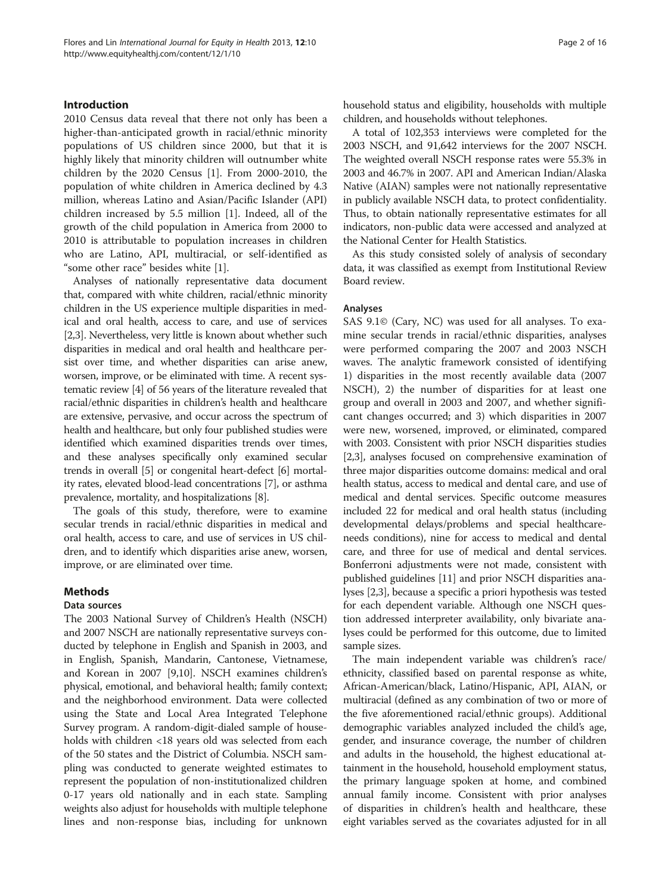## Introduction

2010 Census data reveal that there not only has been a higher-than-anticipated growth in racial/ethnic minority populations of US children since 2000, but that it is highly likely that minority children will outnumber white children by the 2020 Census [1]. From 2000-2010, the population of white children in America declined by 4.3 million, whereas Latino and Asian/Pacific Islander (API) children increased by 5.5 million [1]. Indeed, all of the growth of the child population in America from 2000 to 2010 is attributable to population increases in children who are Latino, API, multiracial, or self-identified as "some other race" besides white [1].

Analyses of nationally representative data document that, compared with white children, racial/ethnic minority children in the US experience multiple disparities in medical and oral health, access to care, and use of services [2,3]. Nevertheless, very little is known about whether such disparities in medical and oral health and healthcare persist over time, and whether disparities can arise anew, worsen, improve, or be eliminated with time. A recent systematic review [4] of 56 years of the literature revealed that racial/ethnic disparities in children's health and healthcare are extensive, pervasive, and occur across the spectrum of health and healthcare, but only four published studies were identified which examined disparities trends over times, and these analyses specifically only examined secular trends in overall [5] or congenital heart-defect [6] mortality rates, elevated blood-lead concentrations [7], or asthma prevalence, mortality, and hospitalizations [8].

The goals of this study, therefore, were to examine secular trends in racial/ethnic disparities in medical and oral health, access to care, and use of services in US children, and to identify which disparities arise anew, worsen, improve, or are eliminated over time.

## Methods

### Data sources

The 2003 National Survey of Children's Health (NSCH) and 2007 NSCH are nationally representative surveys conducted by telephone in English and Spanish in 2003, and in English, Spanish, Mandarin, Cantonese, Vietnamese, and Korean in 2007 [9,10]. NSCH examines children's physical, emotional, and behavioral health; family context; and the neighborhood environment. Data were collected using the State and Local Area Integrated Telephone Survey program. A random-digit-dialed sample of households with children <18 years old was selected from each of the 50 states and the District of Columbia. NSCH sampling was conducted to generate weighted estimates to represent the population of non-institutionalized children 0-17 years old nationally and in each state. Sampling weights also adjust for households with multiple telephone lines and non-response bias, including for unknown household status and eligibility, households with multiple children, and households without telephones.

A total of 102,353 interviews were completed for the 2003 NSCH, and 91,642 interviews for the 2007 NSCH. The weighted overall NSCH response rates were 55.3% in 2003 and 46.7% in 2007. API and American Indian/Alaska Native (AIAN) samples were not nationally representative in publicly available NSCH data, to protect confidentiality. Thus, to obtain nationally representative estimates for all indicators, non-public data were accessed and analyzed at the National Center for Health Statistics.

As this study consisted solely of analysis of secondary data, it was classified as exempt from Institutional Review Board review.

### Analyses

SAS 9.1© (Cary, NC) was used for all analyses. To examine secular trends in racial/ethnic disparities, analyses were performed comparing the 2007 and 2003 NSCH waves. The analytic framework consisted of identifying 1) disparities in the most recently available data (2007 NSCH), 2) the number of disparities for at least one group and overall in 2003 and 2007, and whether significant changes occurred; and 3) which disparities in 2007 were new, worsened, improved, or eliminated, compared with 2003. Consistent with prior NSCH disparities studies [2,3], analyses focused on comprehensive examination of three major disparities outcome domains: medical and oral health status, access to medical and dental care, and use of medical and dental services. Specific outcome measures included 22 for medical and oral health status (including developmental delays/problems and special healthcare-needs conditions), nine for access to medical and dental care, and three for use of medical and dental services. Bonferroni adjustments were not made, consistent with published guidelines [11] and prior NSCH disparities analyses [2,3], because a specific a priori hypothesis was tested for each dependent variable. Although one NSCH question addressed interpreter availability, only bivariate analyses could be performed for this outcome, due to limited sample sizes.

The main independent variable was children's race/ethnicity, classified based on parental response as white, African-American/black, Latino/Hispanic, API, AIAN, or multiracial (defined as any combination of two or more of the five aforementioned racial/ethnic groups). Additional demographic variables analyzed included the child's age, gender, and insurance coverage, the number of children and adults in the household, the highest educational attainment in the household, household employment status, the primary language spoken at home, and combined annual family income. Consistent with prior analyses of disparities in children's health and healthcare, these eight variables served as the covariates adjusted for in all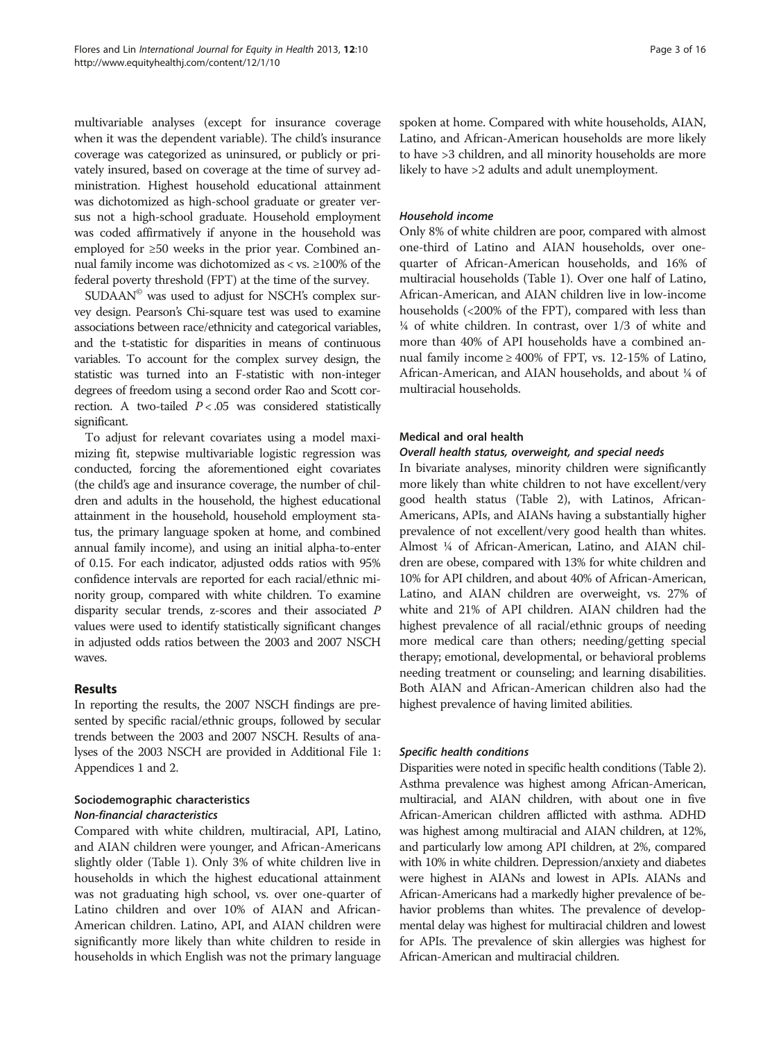multivariable analyses (except for insurance coverage when it was the dependent variable). The child's insurance coverage was categorized as uninsured, or publicly or privately insured, based on coverage at the time of survey administration. Highest household educational attainment was dichotomized as high-school graduate or greater versus not a high-school graduate. Household employment was coded affirmatively if anyone in the household was employed for ≥50 weeks in the prior year. Combined annual family income was dichotomized as < vs. ≥100% of the federal poverty threshold (FPT) at the time of the survey.

SUDAAN© was used to adjust for NSCH's complex survey design. Pearson's Chi-square test was used to examine associations between race/ethnicity and categorical variables, and the t-statistic for disparities in means of continuous variables. To account for the complex survey design, the statistic was turned into an F-statistic with non-integer degrees of freedom using a second order Rao and Scott correction. A two-tailed $P < .05$ was considered statistically significant.

To adjust for relevant covariates using a model maximizing fit, stepwise multivariable logistic regression was conducted, forcing the aforementioned eight covariates (the child's age and insurance coverage, the number of children and adults in the household, the highest educational attainment in the household, household employment status, the primary language spoken at home, and combined annual family income), and using an initial alpha-to-enter of 0.15. For each indicator, adjusted odds ratios with 95% confidence intervals are reported for each racial/ethnic minority group, compared with white children. To examine disparity secular trends, z-scores and their associated *P* values were used to identify statistically significant changes in adjusted odds ratios between the 2003 and 2007 NSCH waves.

## Results

In reporting the results, the 2007 NSCH findings are presented by specific racial/ethnic groups, followed by secular trends between the 2003 and 2007 NSCH. Results of analyses of the 2003 NSCH are provided in Additional File 1: Appendices 1 and 2.

### Sociodemographic characteristics

#### *Non-financial characteristics*

Compared with white children, multiracial, API, Latino, and AIAN children were younger, and African-Americans slightly older (Table 1). Only 3% of white children live in households in which the highest educational attainment was not graduating high school, vs. over one-quarter of Latino children and over 10% of AIAN and African-American children. Latino, API, and AIAN children were significantly more likely than white children to reside in households in which English was not the primary language spoken at home. Compared with white households, AIAN, Latino, and African-American households are more likely to have >3 children, and all minority households are more likely to have >2 adults and adult unemployment.

#### *Household income*

Only 8% of white children are poor, compared with almost one-third of Latino and AIAN households, over one-quarter of African-American households, and 16% of multiracial households (Table 1). Over one half of Latino, African-American, and AIAN children live in low-income households (<200% of the FPT), compared with less than ¼ of white children. In contrast, over 1/3 of white and more than 40% of API households have a combined annual family income ≥ 400% of FPT, vs. 12-15% of Latino, African-American, and AIAN households, and about ¼ of multiracial households.

### Medical and oral health

#### *Overall health status, overweight, and special needs*

In bivariate analyses, minority children were significantly more likely than white children to not have excellent/very good health status (Table 2), with Latinos, African-Americans, APIs, and AIANs having a substantially higher prevalence of not excellent/very good health than whites. Almost ¼ of African-American, Latino, and AIAN children are obese, compared with 13% for white children and 10% for API children, and about 40% of African-American, Latino, and AIAN children are overweight, vs. 27% of white and 21% of API children. AIAN children had the highest prevalence of all racial/ethnic groups of needing more medical care than others; needing/getting special therapy; emotional, developmental, or behavioral problems needing treatment or counseling; and learning disabilities. Both AIAN and African-American children also had the highest prevalence of having limited abilities.

#### *Specific health conditions*

Disparities were noted in specific health conditions (Table 2). Asthma prevalence was highest among African-American, multiracial, and AIAN children, with about one in five African-American children afflicted with asthma. ADHD was highest among multiracial and AIAN children, at 12%, and particularly low among API children, at 2%, compared with 10% in white children. Depression/anxiety and diabetes were highest in AIANs and lowest in APIs. AIANs and African-Americans had a markedly higher prevalence of behavior problems than whites. The prevalence of developmental delay was highest for multiracial children and lowest for APIs. The prevalence of skin allergies was highest for African-American and multiracial children.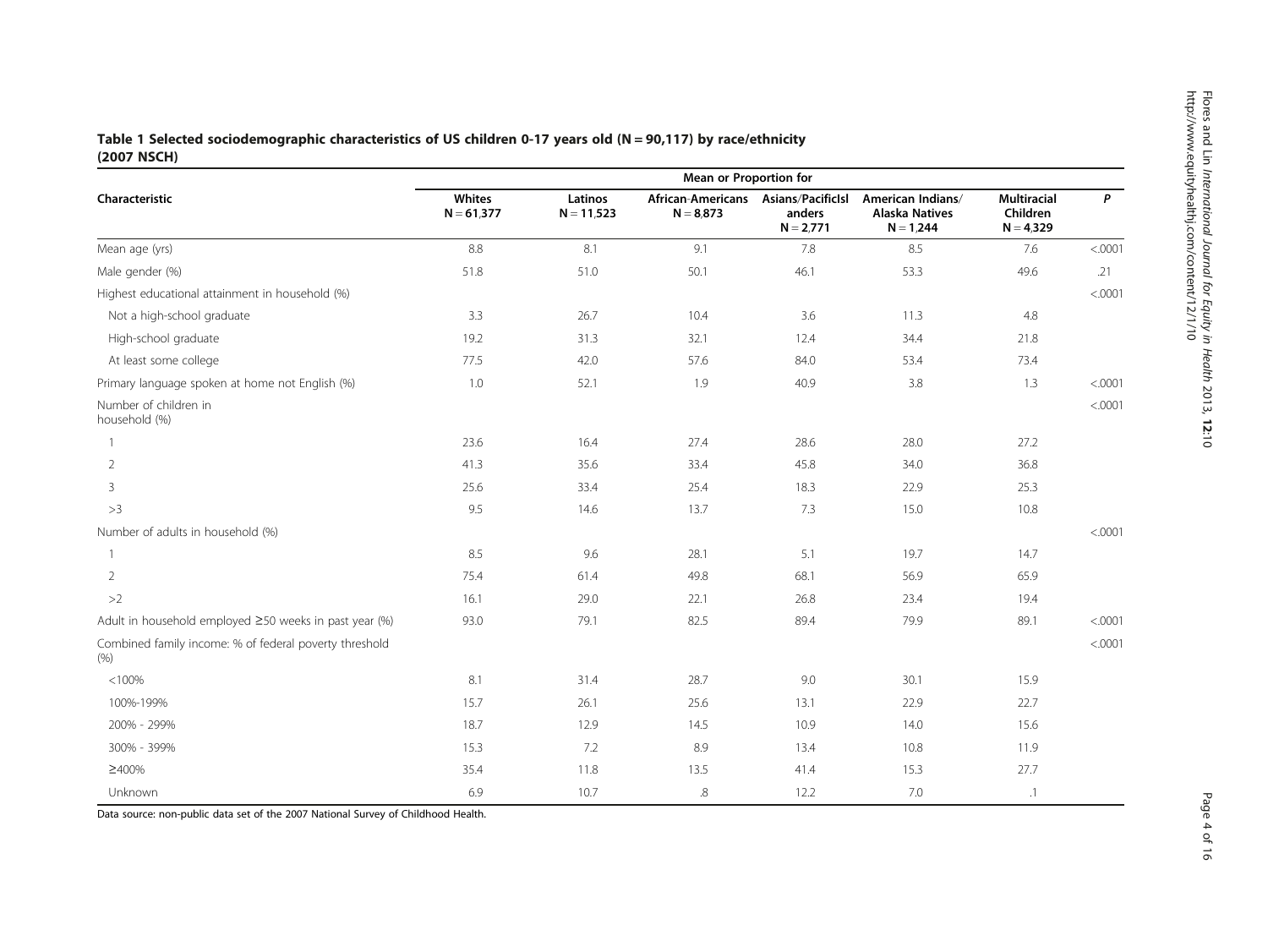**Table 1 Selected sociodemographic characteristics of US children 0-17 years old (N = 90,117) by race/ethnicity (2007 NSCH)**

| Characteristic | Mean or Proportion for | | | | | | |
|---|---|---|---|---|---|---|---|
| | Whites N = 61,377 | Latinos N = 11,523 | African-Americans N = 8,873 | Asians/PacificIslanders N = 2,771 | American Indians/ Alaska Natives N = 1,244 | Multiracial Children N = 4,329 | P |
| Mean age (yrs) | 8.8 | 8.1 | 9.1 | 7.8 | 8.5 | 7.6 | <.0001 |
| Male gender (%) | 51.8 | 51.0 | 50.1 | 46.1 | 53.3 | 49.6 | .21 |
| Highest educational attainment in household (%) | | | | | | | <.0001 |
| Not a high-school graduate | 3.3 | 26.7 | 10.4 | 3.6 | 11.3 | 4.8 | |
| High-school graduate | 19.2 | 31.3 | 32.1 | 12.4 | 34.4 | 21.8 | |
| At least some college | 77.5 | 42.0 | 57.6 | 84.0 | 53.4 | 73.4 | |
| Primary language spoken at home not English (%) | 1.0 | 52.1 | 1.9 | 40.9 | 3.8 | 1.3 | <.0001 |
| Number of children in household (%) | | | | | | | <.0001 |
| 1 | 23.6 | 16.4 | 27.4 | 28.6 | 28.0 | 27.2 | |
| 2 | 41.3 | 35.6 | 33.4 | 45.8 | 34.0 | 36.8 | |
| 3 | 25.6 | 33.4 | 25.4 | 18.3 | 22.9 | 25.3 | |
| >3 | 9.5 | 14.6 | 13.7 | 7.3 | 15.0 | 10.8 | |
| Number of adults in household (%) | | | | | | | <.0001 |
| 1 | 8.5 | 9.6 | 28.1 | 5.1 | 19.7 | 14.7 | |
| 2 | 75.4 | 61.4 | 49.8 | 68.1 | 56.9 | 65.9 | |
| >2 | 16.1 | 29.0 | 22.1 | 26.8 | 23.4 | 19.4 | |
| Adult in household employed ≥50 weeks in past year (%) | 93.0 | 79.1 | 82.5 | 89.4 | 79.9 | 89.1 | <.0001 |
| Combined family income: % of federal poverty threshold (%) | | | | | | | <.0001 |
| <100% | 8.1 | 31.4 | 28.7 | 9.0 | 30.1 | 15.9 | |
| 100%-199% | 15.7 | 26.1 | 25.6 | 13.1 | 22.9 | 22.7 | |
| 200% - 299% | 18.7 | 12.9 | 14.5 | 10.9 | 14.0 | 15.6 | |
| 300% - 399% | 15.3 | 7.2 | 8.9 | 13.4 | 10.8 | 11.9 | |
| ≥400% | 35.4 | 11.8 | 13.5 | 41.4 | 15.3 | 27.7 | |
| Unknown | 6.9 | 10.7 | .8 | 12.2 | 7.0 | .1 | |

Data source: non-public data set of the 2007 National Survey of Childhood Health.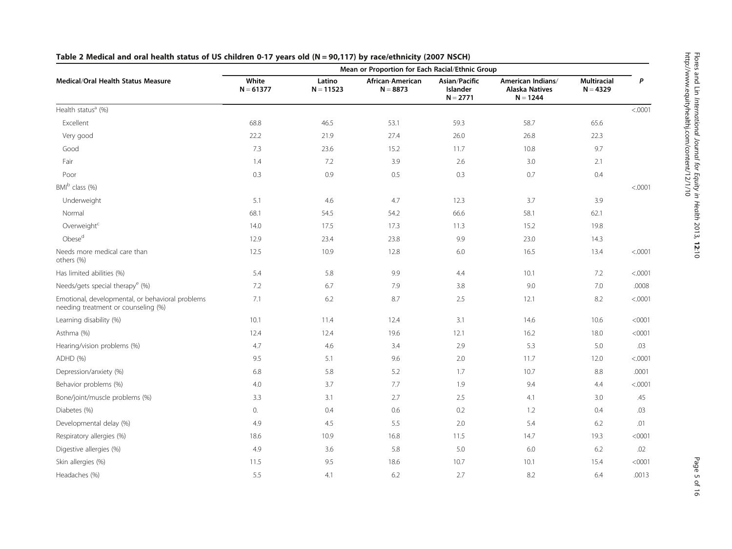**Table 2 Medical and oral health status of US children 0-17 years old (N = 90,117) by race/ethnicity (2007 NSCH)**

| Medical/Oral Health Status Measure | Mean or Proportion for Each Racial/Ethnic Group | | | | | | P |
|---|---|---|---|---|---|---|---|
| | White N = 61377 | Latino N = 11523 | African-American N = 8873 | Asian/Pacific Islander N = 2771 | American Indians/ Alaska Natives N = 1244 | Multiracial N = 4329 | |
| Health status[a] (%) | | | | | | | <.0001 |
| Excellent | 68.8 | 46.5 | 53.1 | 59.3 | 58.7 | 65.6 | |
| Very good | 22.2 | 21.9 | 27.4 | 26.0 | 26.8 | 22.3 | |
| Good | 7.3 | 23.6 | 15.2 | 11.7 | 10.8 | 9.7 | |
| Fair | 1.4 | 7.2 | 3.9 | 2.6 | 3.0 | 2.1 | |
| Poor | 0.3 | 0.9 | 0.5 | 0.3 | 0.7 | 0.4 | |
| BMI[b] class (%) | | | | | | | <.0001 |
| Underweight | 5.1 | 4.6 | 4.7 | 12.3 | 3.7 | 3.9 | |
| Normal | 68.1 | 54.5 | 54.2 | 66.6 | 58.1 | 62.1 | |
| Overweight[c] | 14.0 | 17.5 | 17.3 | 11.3 | 15.2 | 19.8 | |
| Obese[d] | 12.9 | 23.4 | 23.8 | 9.9 | 23.0 | 14.3 | |
| Needs more medical care than others (%) | 12.5 | 10.9 | 12.8 | 6.0 | 16.5 | 13.4 | <.0001 |
| Has limited abilities (%) | 5.4 | 5.8 | 9.9 | 4.4 | 10.1 | 7.2 | <.0001 |
| Needs/gets special therapy[e] (%) | 7.2 | 6.7 | 7.9 | 3.8 | 9.0 | 7.0 | .0008 |
| Emotional, developmental, or behavioral problems needing treatment or counseling (%) | 7.1 | 6.2 | 8.7 | 2.5 | 12.1 | 8.2 | <.0001 |
| Learning disability (%) | 10.1 | 11.4 | 12.4 | 3.1 | 14.6 | 10.6 | <0001 |
| Asthma (%) | 12.4 | 12.4 | 19.6 | 12.1 | 16.2 | 18.0 | <0001 |
| Hearing/vision problems (%) | 4.7 | 4.6 | 3.4 | 2.9 | 5.3 | 5.0 | .03 |
| ADHD (%) | 9.5 | 5.1 | 9.6 | 2.0 | 11.7 | 12.0 | <.0001 |
| Depression/anxiety (%) | 6.8 | 5.8 | 5.2 | 1.7 | 10.7 | 8.8 | .0001 |
| Behavior problems (%) | 4.0 | 3.7 | 7.7 | 1.9 | 9.4 | 4.4 | <.0001 |
| Bone/joint/muscle problems (%) | 3.3 | 3.1 | 2.7 | 2.5 | 4.1 | 3.0 | .45 |
| Diabetes (%) | 0. | 0.4 | 0.6 | 0.2 | 1.2 | 0.4 | .03 |
| Developmental delay (%) | 4.9 | 4.5 | 5.5 | 2.0 | 5.4 | 6.2 | .01 |
| Respiratory allergies (%) | 18.6 | 10.9 | 16.8 | 11.5 | 14.7 | 19.3 | <0001 |
| Digestive allergies (%) | 4.9 | 3.6 | 5.8 | 5.0 | 6.0 | 6.2 | .02 |
| Skin allergies (%) | 11.5 | 9.5 | 18.6 | 10.7 | 10.1 | 15.4 | <0001 |
| Headaches (%) | 5.5 | 4.1 | 6.2 | 2.7 | 8.2 | 6.4 | .0013 |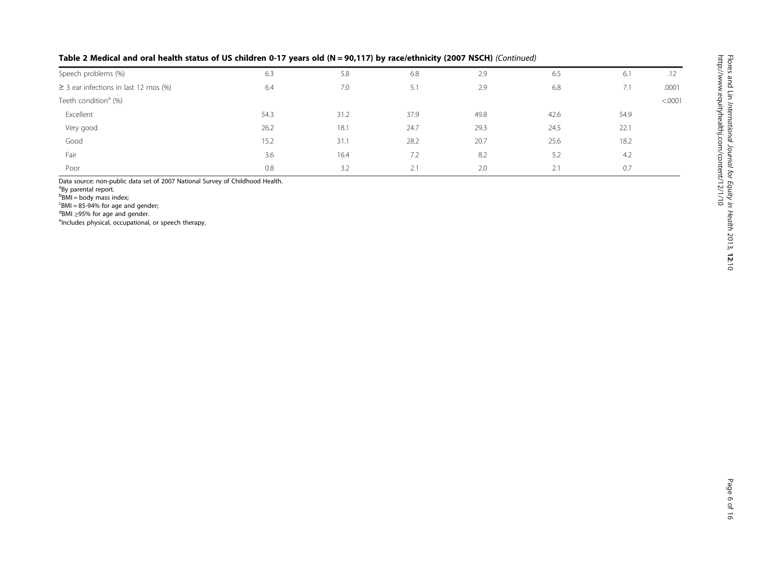**Table 2 Medical and oral health status of US children 0-17 years old (N = 90,117) by race/ethnicity (2007 NSCH)** *(Continued)*

| | | | | | | | |
|---|---|---|---|---|---|---|---|
| Speech problems (%) | 6.3 | 5.8 | 6.8 | 2.9 | 6.5 | 6.1 | .12 |
| ≥ 3 ear infections in last 12 mos (%) | 6.4 | 7.0 | 5.1 | 2.9 | 6.8 | 7.1 | .0001 |
| Teeth condition[a] (%) | | | | | | | <.0001 |
| Excellent | 54.3 | 31.2 | 37.9 | 49.8 | 42.6 | 54.9 | |
| Very good | 26.2 | 18.1 | 24.7 | 29.3 | 24.5 | 22.1 | |
| Good | 15.2 | 31.1 | 28.2 | 20.7 | 25.6 | 18.2 | |
| Fair | 3.6 | 16.4 | 7.2 | 8.2 | 5.2 | 4.2 | |
| Poor | 0.8 | 3.2 | 2.1 | 2.0 | 2.1 | 0.7 | |

Data source: non-public data set of 2007 National Survey of Childhood Health.
[a]By parental report.
[b]BMI = body mass index;
[c]BMI = 85-94% for age and gender;
[d]BMI ≥95% for age and gender.
[e]Includes physical, occupational, or speech therapy.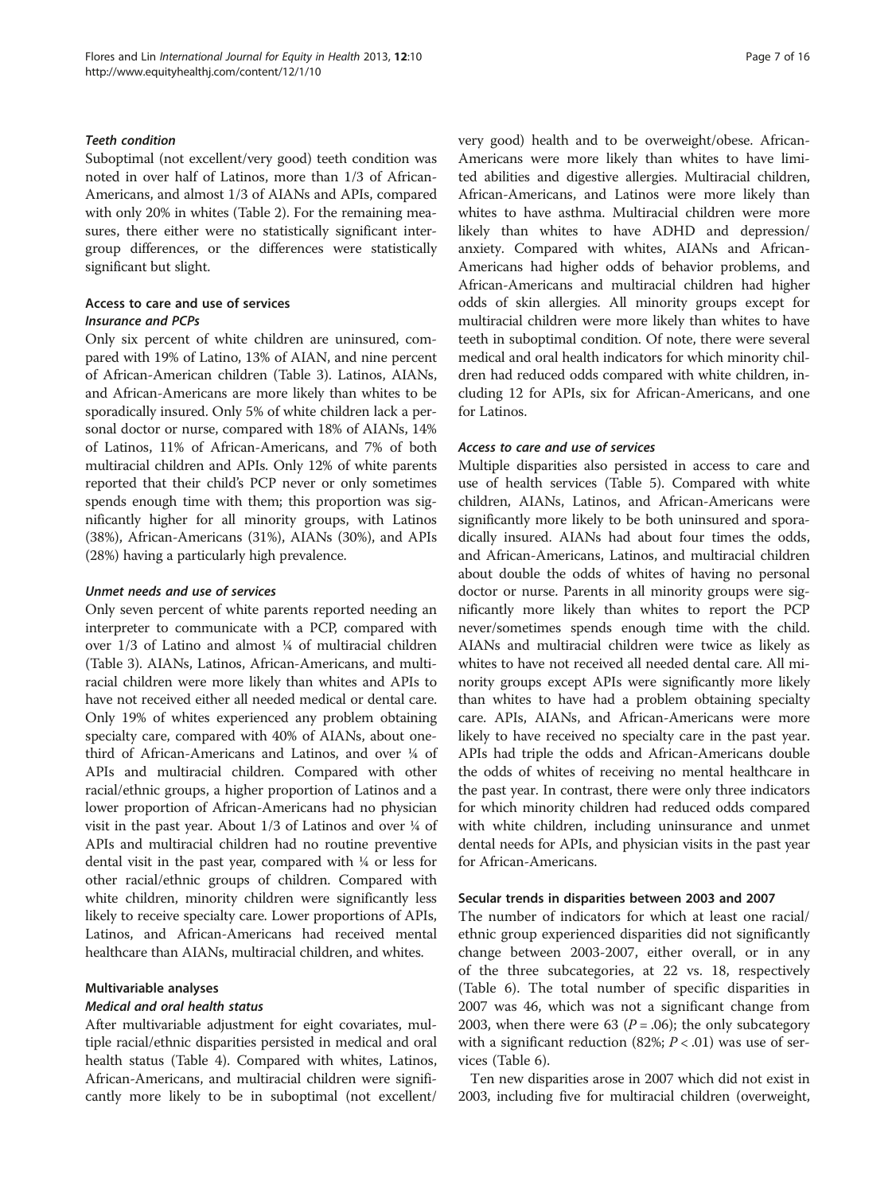#### *Teeth condition*

Suboptimal (not excellent/very good) teeth condition was noted in over half of Latinos, more than 1/3 of African-Americans, and almost 1/3 of AIANs and APIs, compared with only 20% in whites (Table 2). For the remaining measures, there either were no statistically significant intergroup differences, or the differences were statistically significant but slight.

### Access to care and use of services

#### *Insurance and PCPs*

Only six percent of white children are uninsured, compared with 19% of Latino, 13% of AIAN, and nine percent of African-American children (Table 3). Latinos, AIANs, and African-Americans are more likely than whites to be sporadically insured. Only 5% of white children lack a personal doctor or nurse, compared with 18% of AIANs, 14% of Latinos, 11% of African-Americans, and 7% of both multiracial children and APIs. Only 12% of white parents reported that their child's PCP never or only sometimes spends enough time with them; this proportion was significantly higher for all minority groups, with Latinos (38%), African-Americans (31%), AIANs (30%), and APIs (28%) having a particularly high prevalence.

#### *Unmet needs and use of services*

Only seven percent of white parents reported needing an interpreter to communicate with a PCP, compared with over 1/3 of Latino and almost ¼ of multiracial children (Table 3). AIANs, Latinos, African-Americans, and multiracial children were more likely than whites and APIs to have not received either all needed medical or dental care. Only 19% of whites experienced any problem obtaining specialty care, compared with 40% of AIANs, about one-third of African-Americans and Latinos, and over ¼ of APIs and multiracial children. Compared with other racial/ethnic groups, a higher proportion of Latinos and a lower proportion of African-Americans had no physician visit in the past year. About 1/3 of Latinos and over ¼ of APIs and multiracial children had no routine preventive dental visit in the past year, compared with ¼ or less for other racial/ethnic groups of children. Compared with white children, minority children were significantly less likely to receive specialty care. Lower proportions of APIs, Latinos, and African-Americans had received mental healthcare than AIANs, multiracial children, and whites.

### Multivariable analyses

#### *Medical and oral health status*

After multivariable adjustment for eight covariates, multiple racial/ethnic disparities persisted in medical and oral health status (Table 4). Compared with whites, Latinos, African-Americans, and multiracial children were significantly more likely to be in suboptimal (not excellent/very good) health and to be overweight/obese. African-Americans were more likely than whites to have limited abilities and digestive allergies. Multiracial children, African-Americans, and Latinos were more likely than whites to have asthma. Multiracial children were more likely than whites to have ADHD and depression/anxiety. Compared with whites, AIANs and African-Americans had higher odds of behavior problems, and African-Americans and multiracial children had higher odds of skin allergies. All minority groups except for multiracial children were more likely than whites to have teeth in suboptimal condition. Of note, there were several medical and oral health indicators for which minority children had reduced odds compared with white children, including 12 for APIs, six for African-Americans, and one for Latinos.

#### *Access to care and use of services*

Multiple disparities also persisted in access to care and use of health services (Table 5). Compared with white children, AIANs, Latinos, and African-Americans were significantly more likely to be both uninsured and sporadically insured. AIANs had about four times the odds, and African-Americans, Latinos, and multiracial children about double the odds of whites of having no personal doctor or nurse. Parents in all minority groups were significantly more likely than whites to report the PCP never/sometimes spends enough time with the child. AIANs and multiracial children were twice as likely as whites to have not received all needed dental care. All minority groups except APIs were significantly more likely than whites to have had a problem obtaining specialty care. APIs, AIANs, and African-Americans were more likely to have received no specialty care in the past year. APIs had triple the odds and African-Americans double the odds of whites of receiving no mental healthcare in the past year. In contrast, there were only three indicators for which minority children had reduced odds compared with white children, including uninsurance and unmet dental needs for APIs, and physician visits in the past year for African-Americans.

### Secular trends in disparities between 2003 and 2007

The number of indicators for which at least one racial/ethnic group experienced disparities did not significantly change between 2003-2007, either overall, or in any of the three subcategories, at 22 vs. 18, respectively (Table 6). The total number of specific disparities in 2007 was 46, which was not a significant change from 2003, when there were 63 ($P = .06$); the only subcategory with a significant reduction (82%; $P < .01$) was use of services (Table 6).

Ten new disparities arose in 2007 which did not exist in 2003, including five for multiracial children (overweight,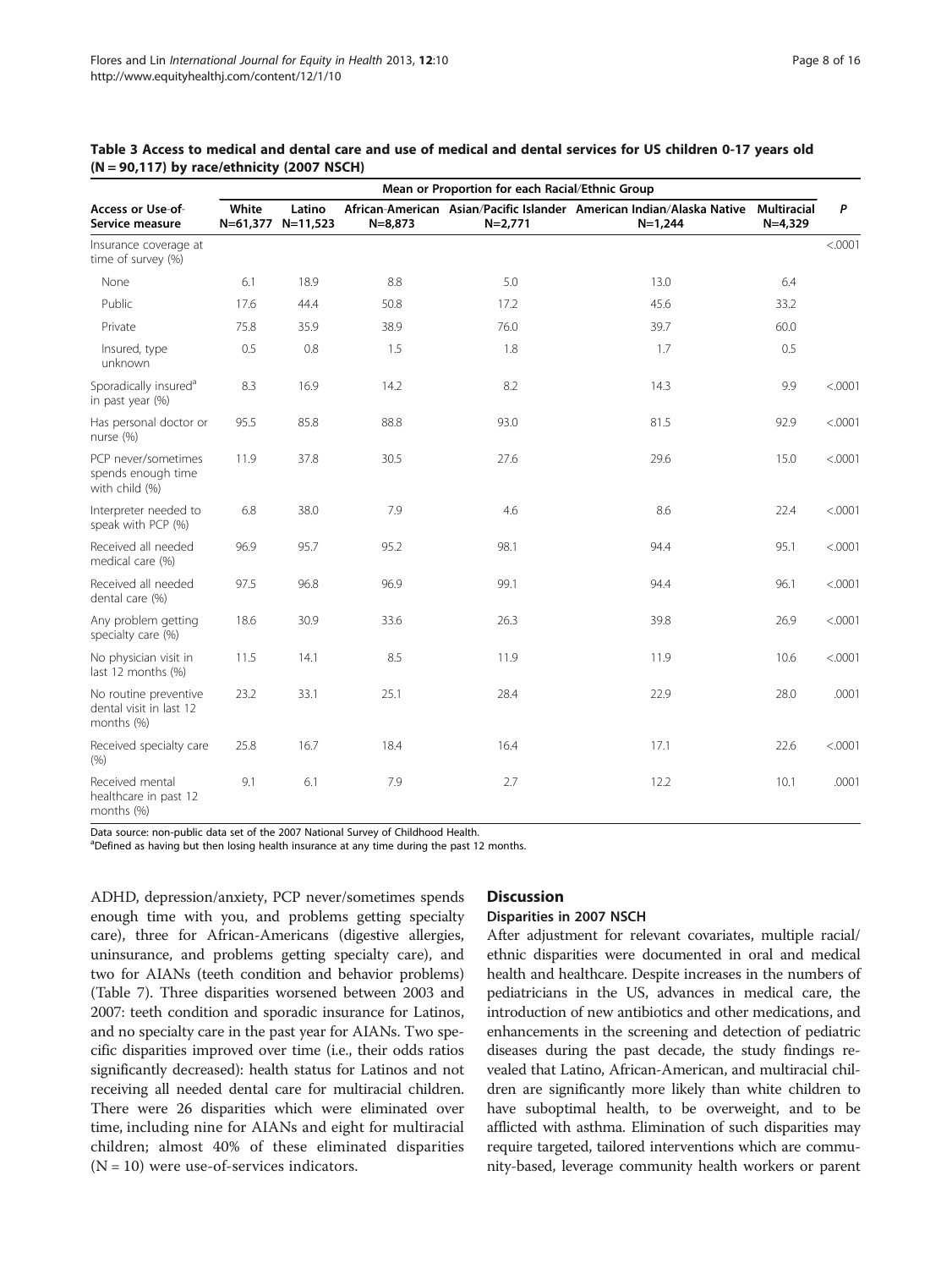**Table 3 Access to medical and dental care and use of medical and dental services for US children 0-17 years old (N = 90,117) by race/ethnicity (2007 NSCH)**

| Access or Use-of-Service measure | Mean or Proportion for each Racial/Ethnic Group | | | | | | *P* |
|---|---|---|---|---|---|---|---|
| | White N=61,377 | Latino N=11,523 | African-American N=8,873 | Asian/Pacific Islander N=2,771 | American Indian/Alaska Native N=1,244 | Multiracial N=4,329 | |
| Insurance coverage at time of survey (%) | | | | | | | <.0001 |
| None | 6.1 | 18.9 | 8.8 | 5.0 | 13.0 | 6.4 | |
| Public | 17.6 | 44.4 | 50.8 | 17.2 | 45.6 | 33.2 | |
| Private | 75.8 | 35.9 | 38.9 | 76.0 | 39.7 | 60.0 | |
| Insured, type unknown | 0.5 | 0.8 | 1.5 | 1.8 | 1.7 | 0.5 | |
| Sporadically insured[a] in past year (%) | 8.3 | 16.9 | 14.2 | 8.2 | 14.3 | 9.9 | <.0001 |
| Has personal doctor or nurse (%) | 95.5 | 85.8 | 88.8 | 93.0 | 81.5 | 92.9 | <.0001 |
| PCP never/sometimes spends enough time with child (%) | 11.9 | 37.8 | 30.5 | 27.6 | 29.6 | 15.0 | <.0001 |
| Interpreter needed to speak with PCP (%) | 6.8 | 38.0 | 7.9 | 4.6 | 8.6 | 22.4 | <.0001 |
| Received all needed medical care (%) | 96.9 | 95.7 | 95.2 | 98.1 | 94.4 | 95.1 | <.0001 |
| Received all needed dental care (%) | 97.5 | 96.8 | 96.9 | 99.1 | 94.4 | 96.1 | <.0001 |
| Any problem getting specialty care (%) | 18.6 | 30.9 | 33.6 | 26.3 | 39.8 | 26.9 | <.0001 |
| No physician visit in last 12 months (%) | 11.5 | 14.1 | 8.5 | 11.9 | 11.9 | 10.6 | <.0001 |
| No routine preventive dental visit in last 12 months (%) | 23.2 | 33.1 | 25.1 | 28.4 | 22.9 | 28.0 | .0001 |
| Received specialty care (%) | 25.8 | 16.7 | 18.4 | 16.4 | 17.1 | 22.6 | <.0001 |
| Received mental healthcare in past 12 months (%) | 9.1 | 6.1 | 7.9 | 2.7 | 12.2 | 10.1 | .0001 |

Data source: non-public data set of the 2007 National Survey of Childhood Health.
[a]Defined as having but then losing health insurance at any time during the past 12 months.

ADHD, depression/anxiety, PCP never/sometimes spends enough time with you, and problems getting specialty care), three for African-Americans (digestive allergies, uninsurance, and problems getting specialty care), and two for AIANs (teeth condition and behavior problems) (Table 7). Three disparities worsened between 2003 and 2007: teeth condition and sporadic insurance for Latinos, and no specialty care in the past year for AIANs. Two specific disparities improved over time (i.e., their odds ratios significantly decreased): health status for Latinos and not receiving all needed dental care for multiracial children. There were 26 disparities which were eliminated over time, including nine for AIANs and eight for multiracial children; almost 40% of these eliminated disparities (N = 10) were use-of-services indicators.

## Discussion

### Disparities in 2007 NSCH

After adjustment for relevant covariates, multiple racial/ethnic disparities were documented in oral and medical health and healthcare. Despite increases in the numbers of pediatricians in the US, advances in medical care, the introduction of new antibiotics and other medications, and enhancements in the screening and detection of pediatric diseases during the past decade, the study findings revealed that Latino, African-American, and multiracial children are significantly more likely than white children to have suboptimal health, to be overweight, and to be afflicted with asthma. Elimination of such disparities may require targeted, tailored interventions which are community-based, leverage community health workers or parent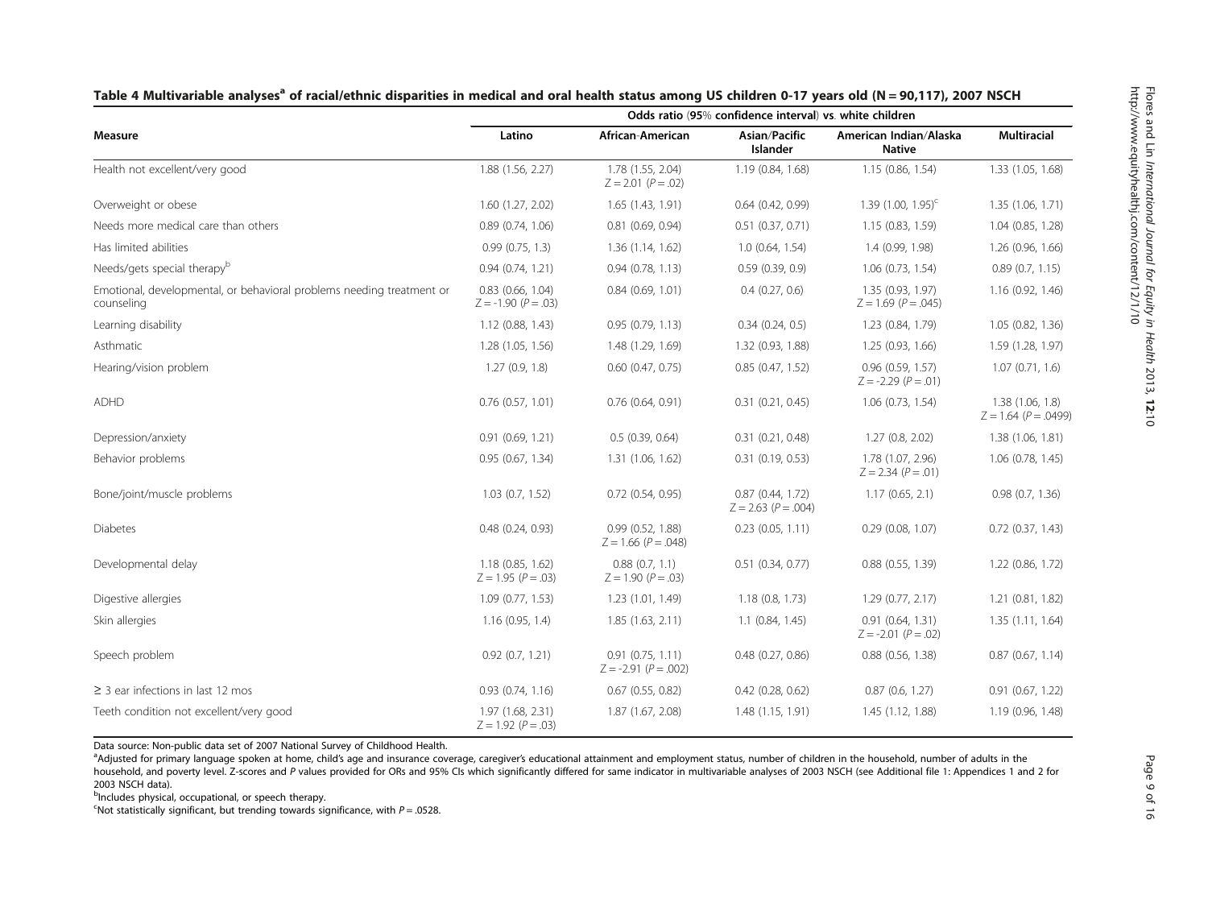**Table 4 Multivariable analyses[a] of racial/ethnic disparities in medical and oral health status among US children 0-17 years old (N = 90,117), 2007 NSCH**

| Measure | Odds ratio (95% confidence interval) vs. white children | | | | |
|---|---|---|---|---|---|
| | Latino | African-American | Asian/Pacific Islander | American Indian/Alaska Native | Multiracial |
| Health not excellent/very good | 1.88 (1.56, 2.27) | 1.78 (1.55, 2.04) $Z = 2.01$ ($P = .02$) | 1.19 (0.84, 1.68) | 1.15 (0.86, 1.54) | 1.33 (1.05, 1.68) |
| Overweight or obese | 1.60 (1.27, 2.02) | 1.65 (1.43, 1.91) | 0.64 (0.42, 0.99) | 1.39 (1.00, 1.95)[c] | 1.35 (1.06, 1.71) |
| Needs more medical care than others | 0.89 (0.74, 1.06) | 0.81 (0.69, 0.94) | 0.51 (0.37, 0.71) | 1.15 (0.83, 1.59) | 1.04 (0.85, 1.28) |
| Has limited abilities | 0.99 (0.75, 1.3) | 1.36 (1.14, 1.62) | 1.0 (0.64, 1.54) | 1.4 (0.99, 1.98) | 1.26 (0.96, 1.66) |
| Needs/gets special therapy[b] | 0.94 (0.74, 1.21) | 0.94 (0.78, 1.13) | 0.59 (0.39, 0.9) | 1.06 (0.73, 1.54) | 0.89 (0.7, 1.15) |
| Emotional, developmental, or behavioral problems needing treatment or counseling | 0.83 (0.66, 1.04) $Z = -1.90$ ($P = .03$) | 0.84 (0.69, 1.01) | 0.4 (0.27, 0.6) | 1.35 (0.93, 1.97) $Z = 1.69$ ($P = .045$) | 1.16 (0.92, 1.46) |
| Learning disability | 1.12 (0.88, 1.43) | 0.95 (0.79, 1.13) | 0.34 (0.24, 0.5) | 1.23 (0.84, 1.79) | 1.05 (0.82, 1.36) |
| Asthmatic | 1.28 (1.05, 1.56) | 1.48 (1.29, 1.69) | 1.32 (0.93, 1.88) | 1.25 (0.93, 1.66) | 1.59 (1.28, 1.97) |
| Hearing/vision problem | 1.27 (0.9, 1.8) | 0.60 (0.47, 0.75) | 0.85 (0.47, 1.52) | 0.96 (0.59, 1.57) $Z = -2.29$ ($P = .01$) | 1.07 (0.71, 1.6) |
| ADHD | 0.76 (0.57, 1.01) | 0.76 (0.64, 0.91) | 0.31 (0.21, 0.45) | 1.06 (0.73, 1.54) | 1.38 (1.06, 1.8) $Z = 1.64$ ($P = .0499$) |
| Depression/anxiety | 0.91 (0.69, 1.21) | 0.5 (0.39, 0.64) | 0.31 (0.21, 0.48) | 1.27 (0.8, 2.02) | 1.38 (1.06, 1.81) |
| Behavior problems | 0.95 (0.67, 1.34) | 1.31 (1.06, 1.62) | 0.31 (0.19, 0.53) | 1.78 (1.07, 2.96) $Z = 2.34$ ($P = .01$) | 1.06 (0.78, 1.45) |
| Bone/joint/muscle problems | 1.03 (0.7, 1.52) | 0.72 (0.54, 0.95) | 0.87 (0.44, 1.72) $Z = 2.63$ ($P = .004$) | 1.17 (0.65, 2.1) | 0.98 (0.7, 1.36) |
| Diabetes | 0.48 (0.24, 0.93) | 0.99 (0.52, 1.88) $Z = 1.66$ ($P = .048$) | 0.23 (0.05, 1.11) | 0.29 (0.08, 1.07) | 0.72 (0.37, 1.43) |
| Developmental delay | 1.18 (0.85, 1.62) $Z = 1.95$ ($P = .03$) | 0.88 (0.7, 1.1) $Z = 1.90$ ($P = .03$) | 0.51 (0.34, 0.77) | 0.88 (0.55, 1.39) | 1.22 (0.86, 1.72) |
| Digestive allergies | 1.09 (0.77, 1.53) | 1.23 (1.01, 1.49) | 1.18 (0.8, 1.73) | 1.29 (0.77, 2.17) | 1.21 (0.81, 1.82) |
| Skin allergies | 1.16 (0.95, 1.4) | 1.85 (1.63, 2.11) | 1.1 (0.84, 1.45) | 0.91 (0.64, 1.31) $Z = -2.01$ ($P = .02$) | 1.35 (1.11, 1.64) |
| Speech problem | 0.92 (0.7, 1.21) | 0.91 (0.75, 1.11) $Z = -2.91$ ($P = .002$) | 0.48 (0.27, 0.86) | 0.88 (0.56, 1.38) | 0.87 (0.67, 1.14) |
| ≥ 3 ear infections in last 12 mos | 0.93 (0.74, 1.16) | 0.67 (0.55, 0.82) | 0.42 (0.28, 0.62) | 0.87 (0.6, 1.27) | 0.91 (0.67, 1.22) |
| Teeth condition not excellent/very good | 1.97 (1.68, 2.31) $Z = 1.92$ ($P = .03$) | 1.87 (1.67, 2.08) | 1.48 (1.15, 1.91) | 1.45 (1.12, 1.88) | 1.19 (0.96, 1.48) |

Data source: Non-public data set of 2007 National Survey of Childhood Health.

[a]Adjusted for primary language spoken at home, child's age and insurance coverage, caregiver's educational attainment and employment status, number of children in the household, number of adults in the household, and poverty level. Z-scores and *P* values provided for ORs and 95% CIs which significantly differed for same indicator in multivariable analyses of 2003 NSCH (see Additional file 1: Appendices 1 and 2 for 2003 NSCH data).

[b]Includes physical, occupational, or speech therapy.

[c]Not statistically significant, but trending towards significance, with $P = .0528$.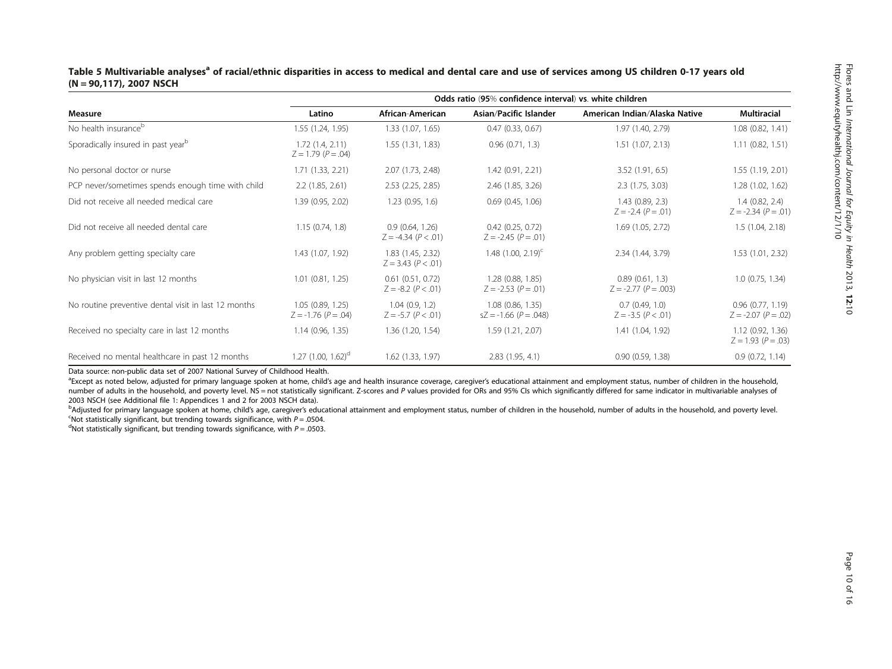**Table 5 Multivariable analyses[a] of racial/ethnic disparities in access to medical and dental care and use of services among US children 0-17 years old (N = 90,117), 2007 NSCH**

| Measure | Odds ratio (95% confidence interval) vs. white children | | | | |
|---|---|---|---|---|---|
| | Latino | African-American | Asian/Pacific Islander | American Indian/Alaska Native | Multiracial |
| No health insurance[b] | 1.55 (1.24, 1.95) | 1.33 (1.07, 1.65) | 0.47 (0.33, 0.67) | 1.97 (1.40, 2.79) | 1.08 (0.82, 1.41) |
| Sporadically insured in past year[b] | 1.72 (1.4, 2.11) $Z = 1.79$ ($P = .04$) | 1.55 (1.31, 1.83) | 0.96 (0.71, 1.3) | 1.51 (1.07, 2.13) | 1.11 (0.82, 1.51) |
| No personal doctor or nurse | 1.71 (1.33, 2.21) | 2.07 (1.73, 2.48) | 1.42 (0.91, 2.21) | 3.52 (1.91, 6.5) | 1.55 (1.19, 2.01) |
| PCP never/sometimes spends enough time with child | 2.2 (1.85, 2.61) | 2.53 (2.25, 2.85) | 2.46 (1.85, 3.26) | 2.3 (1.75, 3.03) | 1.28 (1.02, 1.62) |
| Did not receive all needed medical care | 1.39 (0.95, 2.02) | 1.23 (0.95, 1.6) | 0.69 (0.45, 1.06) | 1.43 (0.89, 2.3) $Z = -2.4$ ($P = .01$) | 1.4 (0.82, 2.4) $Z = -2.34$ ($P = .01$) |
| Did not receive all needed dental care | 1.15 (0.74, 1.8) | 0.9 (0.64, 1.26) $Z = -4.34$ ($P < .01$) | 0.42 (0.25, 0.72) $Z = -2.45$ ($P = .01$) | 1.69 (1.05, 2.72) | 1.5 (1.04, 2.18) |
| Any problem getting specialty care | 1.43 (1.07, 1.92) | 1.83 (1.45, 2.32) $Z = 3.43$ ($P < .01$) | 1.48 (1.00, 2.19)[c] | 2.34 (1.44, 3.79) | 1.53 (1.01, 2.32) |
| No physician visit in last 12 months | 1.01 (0.81, 1.25) | 0.61 (0.51, 0.72) $Z = -8.2$ ($P < .01$) | 1.28 (0.88, 1.85) $Z = -2.53$ ($P = .01$) | 0.89 (0.61, 1.3) $Z = -2.77$ ($P = .003$) | 1.0 (0.75, 1.34) |
| No routine preventive dental visit in last 12 months | 1.05 (0.89, 1.25) $Z = -1.76$ ($P = .04$) | 1.04 (0.9, 1.2) $Z = -5.7$ ($P < .01$) | 1.08 (0.86, 1.35) s$Z = -1.66$ ($P = .048$) | 0.7 (0.49, 1.0) $Z = -3.5$ ($P < .01$) | 0.96 (0.77, 1.19) $Z = -2.07$ ($P = .02$) |
| Received no specialty care in last 12 months | 1.14 (0.96, 1.35) | 1.36 (1.20, 1.54) | 1.59 (1.21, 2.07) | 1.41 (1.04, 1.92) | 1.12 (0.92, 1.36) $Z = 1.93$ ($P = .03$) |
| Received no mental healthcare in past 12 months | 1.27 (1.00, 1.62)[d] | 1.62 (1.33, 1.97) | 2.83 (1.95, 4.1) | 0.90 (0.59, 1.38) | 0.9 (0.72, 1.14) |

Data source: non-public data set of 2007 National Survey of Childhood Health.

[a]Except as noted below, adjusted for primary language spoken at home, child's age and health insurance coverage, caregiver's educational attainment and employment status, number of children in the household, number of adults in the household, and poverty level. NS = not statistically significant. Z-scores and *P* values provided for ORs and 95% CIs which significantly differed for same indicator in multivariable analyses of 2003 NSCH (see Additional file 1: Appendices 1 and 2 for 2003 NSCH data).

[b]Adjusted for primary language spoken at home, child's age, caregiver's educational attainment and employment status, number of children in the household, number of adults in the household, and poverty level.

[c]Not statistically significant, but trending towards significance, with $P = .0504$.

[d]Not statistically significant, but trending towards significance, with $P = .0503$.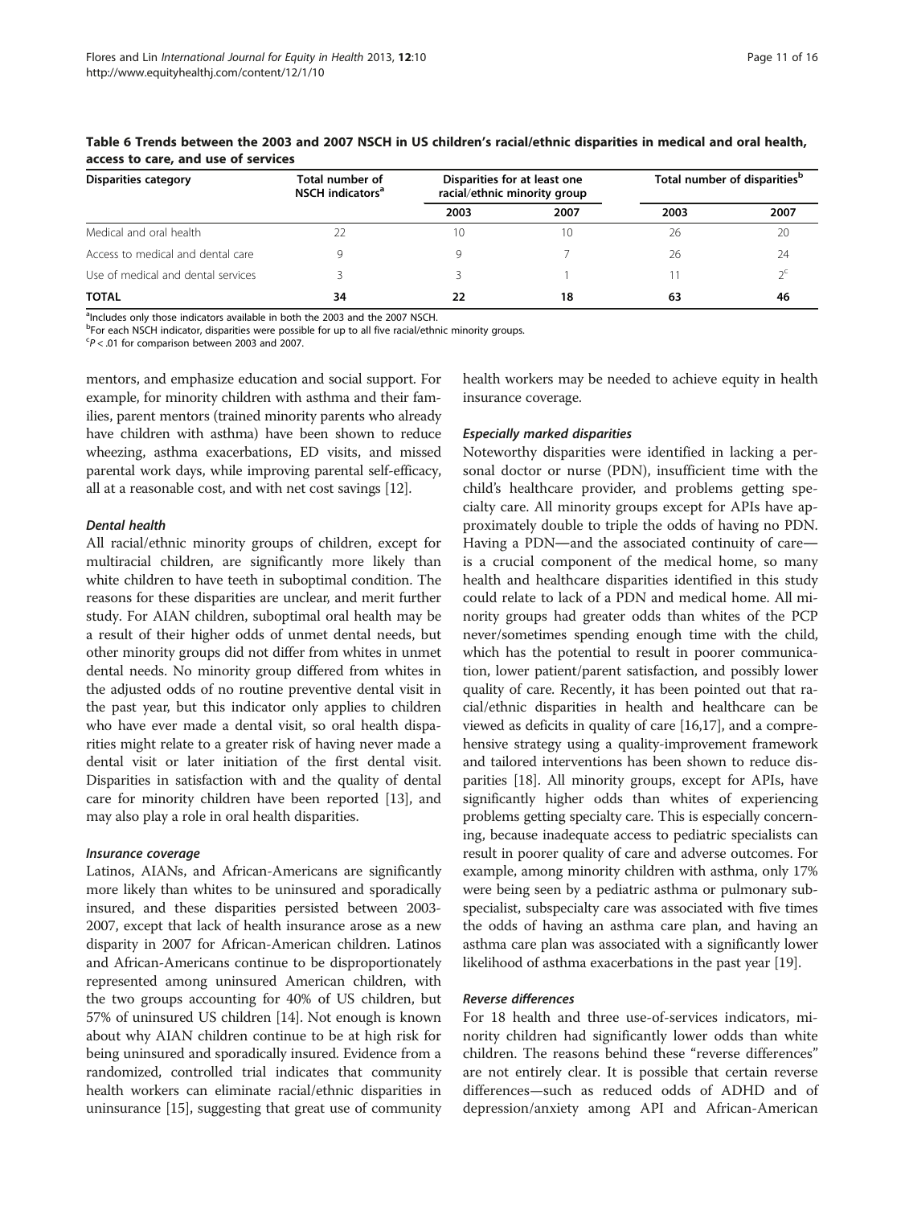**Table 6 Trends between the 2003 and 2007 NSCH in US children's racial/ethnic disparities in medical and oral health, access to care, and use of services**

| Disparities category | Total number of NSCH indicators[a] | Disparities for at least one racial/ethnic minority group | | Total number of disparities[b] | |
|---|---|---|---|---|---|
| | | 2003 | 2007 | 2003 | 2007 |
| Medical and oral health | 22 | 10 | 10 | 26 | 20 |
| Access to medical and dental care | 9 | 9 | 7 | 26 | 24 |
| Use of medical and dental services | 3 | 3 | 1 | 11 | 2[c] |
| **TOTAL** | **34** | **22** | **18** | **63** | **46** |

[a]Includes only those indicators available in both the 2003 and the 2007 NSCH.
[b]For each NSCH indicator, disparities were possible for up to all five racial/ethnic minority groups.
[c]$P < .01$ for comparison between 2003 and 2007.

mentors, and emphasize education and social support. For example, for minority children with asthma and their families, parent mentors (trained minority parents who already have children with asthma) have been shown to reduce wheezing, asthma exacerbations, ED visits, and missed parental work days, while improving parental self-efficacy, all at a reasonable cost, and with net cost savings [12].

#### *Dental health*

All racial/ethnic minority groups of children, except for multiracial children, are significantly more likely than white children to have teeth in suboptimal condition. The reasons for these disparities are unclear, and merit further study. For AIAN children, suboptimal oral health may be a result of their higher odds of unmet dental needs, but other minority groups did not differ from whites in unmet dental needs. No minority group differed from whites in the adjusted odds of no routine preventive dental visit in the past year, but this indicator only applies to children who have ever made a dental visit, so oral health disparities might relate to a greater risk of having never made a dental visit or later initiation of the first dental visit. Disparities in satisfaction with and the quality of dental care for minority children have been reported [13], and may also play a role in oral health disparities.

#### *Insurance coverage*

Latinos, AIANs, and African-Americans are significantly more likely than whites to be uninsured and sporadically insured, and these disparities persisted between 2003-2007, except that lack of health insurance arose as a new disparity in 2007 for African-American children. Latinos and African-Americans continue to be disproportionately represented among uninsured American children, with the two groups accounting for 40% of US children, but 57% of uninsured US children [14]. Not enough is known about why AIAN children continue to be at high risk for being uninsured and sporadically insured. Evidence from a randomized, controlled trial indicates that community health workers can eliminate racial/ethnic disparities in uninsurance [15], suggesting that great use of community health workers may be needed to achieve equity in health insurance coverage.

#### *Especially marked disparities*

Noteworthy disparities were identified in lacking a personal doctor or nurse (PDN), insufficient time with the child's healthcare provider, and problems getting specialty care. All minority groups except for APIs have approximately double to triple the odds of having no PDN. Having a PDN—and the associated continuity of care—is a crucial component of the medical home, so many health and healthcare disparities identified in this study could relate to lack of a PDN and medical home. All minority groups had greater odds than whites of the PCP never/sometimes spending enough time with the child, which has the potential to result in poorer communication, lower patient/parent satisfaction, and possibly lower quality of care. Recently, it has been pointed out that racial/ethnic disparities in health and healthcare can be viewed as deficits in quality of care [16,17], and a comprehensive strategy using a quality-improvement framework and tailored interventions has been shown to reduce disparities [18]. All minority groups, except for APIs, have significantly higher odds than whites of experiencing problems getting specialty care. This is especially concerning, because inadequate access to pediatric specialists can result in poorer quality of care and adverse outcomes. For example, among minority children with asthma, only 17% were being seen by a pediatric asthma or pulmonary subspecialist, subspecialty care was associated with five times the odds of having an asthma care plan, and having an asthma care plan was associated with a significantly lower likelihood of asthma exacerbations in the past year [19].

#### *Reverse differences*

For 18 health and three use-of-services indicators, minority children had significantly lower odds than white children. The reasons behind these "reverse differences" are not entirely clear. It is possible that certain reverse differences—such as reduced odds of ADHD and of depression/anxiety among API and African-American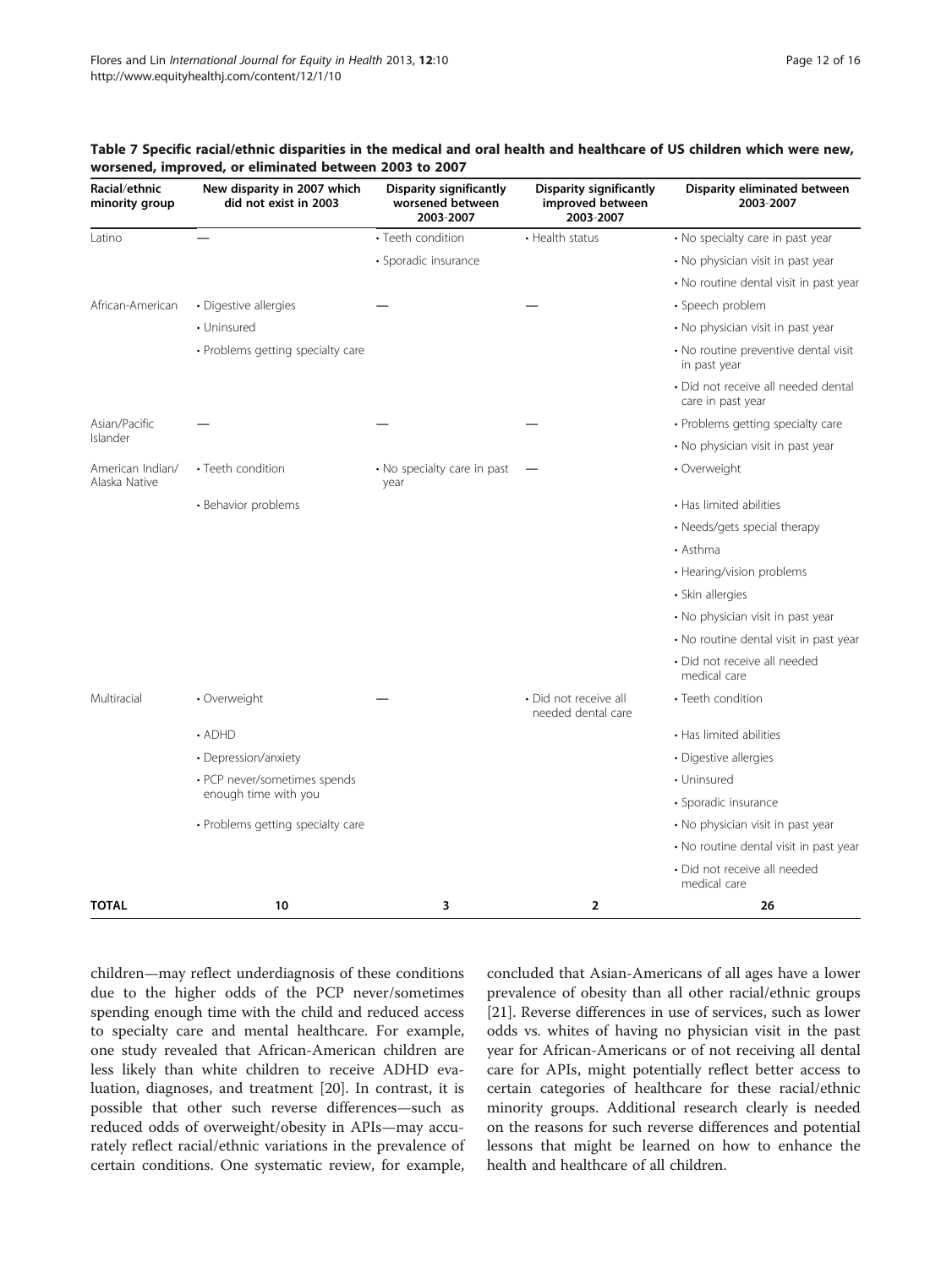**Table 7 Specific racial/ethnic disparities in the medical and oral health and healthcare of US children which were new, worsened, improved, or eliminated between 2003 to 2007**

| Racial/ethnic minority group | New disparity in 2007 which did not exist in 2003 | Disparity significantly worsened between 2003-2007 | Disparity significantly improved between 2003-2007 | Disparity eliminated between 2003-2007 |
|---|---|---|---|---|
| Latino | — | • Teeth condition | • Health status | • No specialty care in past year |
| | | • Sporadic insurance | | • No physician visit in past year |
| | | | | • No routine dental visit in past year |
| African-American | • Digestive allergies | — | — | • Speech problem |
| | • Uninsured | | | • No physician visit in past year |
| | • Problems getting specialty care | | | • No routine preventive dental visit in past year |
| | | | | • Did not receive all needed dental care in past year |
| Asian/Pacific Islander | — | — | — | • Problems getting specialty care |
| | | | | • No physician visit in past year |
| American Indian/ Alaska Native | • Teeth condition | • No specialty care in past year | — | • Overweight |
| | • Behavior problems | | | • Has limited abilities |
| | | | | • Needs/gets special therapy |
| | | | | • Asthma |
| | | | | • Hearing/vision problems |
| | | | | • Skin allergies |
| | | | | • No physician visit in past year |
| | | | | • No routine dental visit in past year |
| | | | | • Did not receive all needed medical care |
| Multiracial | • Overweight | — | • Did not receive all needed dental care | • Teeth condition |
| | • ADHD | | | • Has limited abilities |
| | • Depression/anxiety | | | • Digestive allergies |
| | • PCP never/sometimes spends enough time with you | | | • Uninsured |
| | | | | • Sporadic insurance |
| | • Problems getting specialty care | | | • No physician visit in past year |
| | | | | • No routine dental visit in past year |
| | | | | • Did not receive all needed medical care |
| **TOTAL** | **10** | **3** | **2** | **26** |

children—may reflect underdiagnosis of these conditions due to the higher odds of the PCP never/sometimes spending enough time with the child and reduced access to specialty care and mental healthcare. For example, one study revealed that African-American children are less likely than white children to receive ADHD evaluation, diagnoses, and treatment [20]. In contrast, it is possible that other such reverse differences—such as reduced odds of overweight/obesity in APIs—may accurately reflect racial/ethnic variations in the prevalence of certain conditions. One systematic review, for example, concluded that Asian-Americans of all ages have a lower prevalence of obesity than all other racial/ethnic groups [21]. Reverse differences in use of services, such as lower odds vs. whites of having no physician visit in the past year for African-Americans or of not receiving all dental care for APIs, might potentially reflect better access to certain categories of healthcare for these racial/ethnic minority groups. Additional research clearly is needed on the reasons for such reverse differences and potential lessons that might be learned on how to enhance the health and healthcare of all children.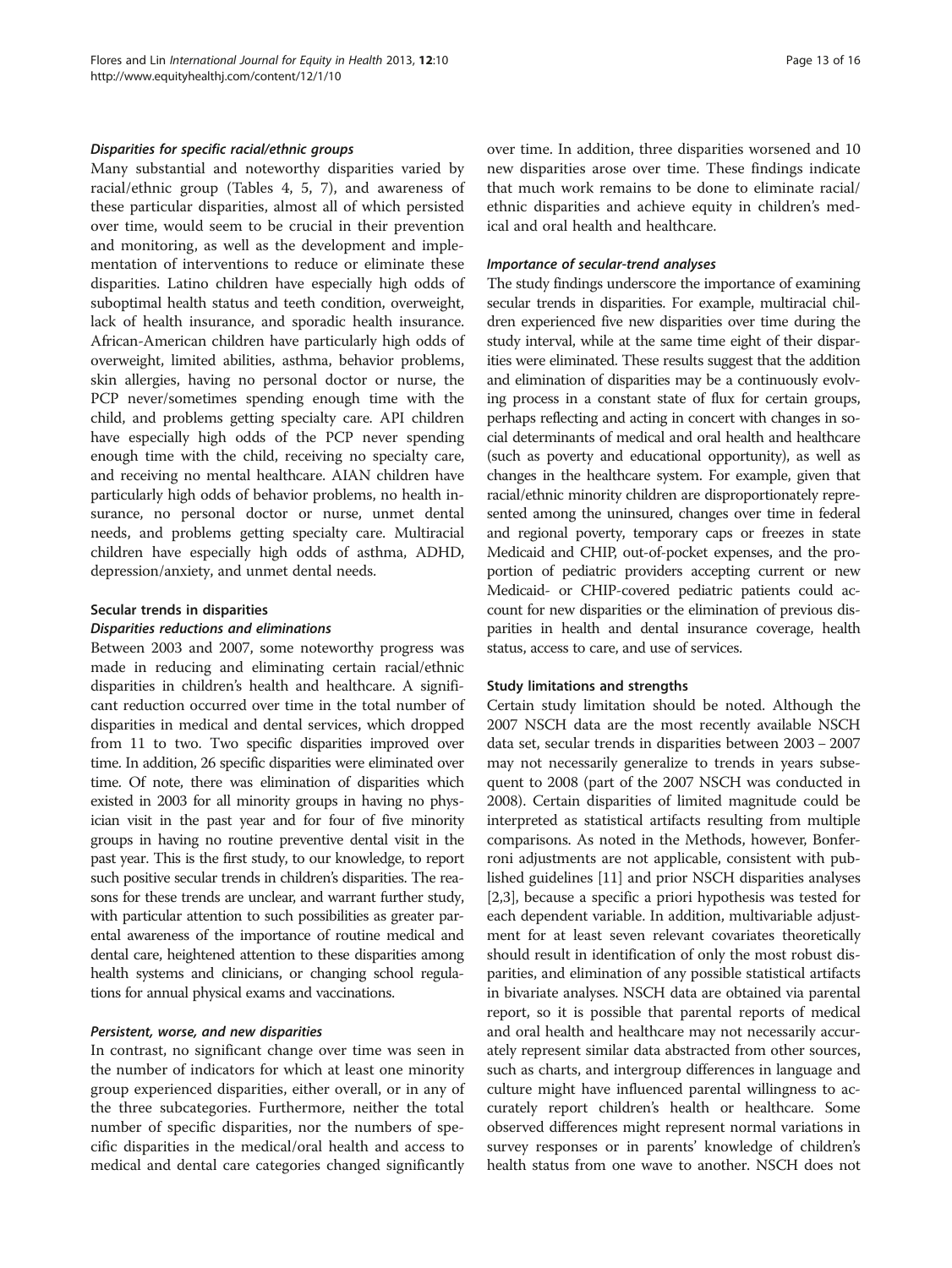#### *Disparities for specific racial/ethnic groups*

Many substantial and noteworthy disparities varied by racial/ethnic group (Tables 4, 5, 7), and awareness of these particular disparities, almost all of which persisted over time, would seem to be crucial in their prevention and monitoring, as well as the development and implementation of interventions to reduce or eliminate these disparities. Latino children have especially high odds of suboptimal health status and teeth condition, overweight, lack of health insurance, and sporadic health insurance. African-American children have particularly high odds of overweight, limited abilities, asthma, behavior problems, skin allergies, having no personal doctor or nurse, the PCP never/sometimes spending enough time with the child, and problems getting specialty care. API children have especially high odds of the PCP never spending enough time with the child, receiving no specialty care, and receiving no mental healthcare. AIAN children have particularly high odds of behavior problems, no health insurance, no personal doctor or nurse, unmet dental needs, and problems getting specialty care. Multiracial children have especially high odds of asthma, ADHD, depression/anxiety, and unmet dental needs.

### Secular trends in disparities

#### *Disparities reductions and eliminations*

Between 2003 and 2007, some noteworthy progress was made in reducing and eliminating certain racial/ethnic disparities in children's health and healthcare. A significant reduction occurred over time in the total number of disparities in medical and dental services, which dropped from 11 to two. Two specific disparities improved over time. In addition, 26 specific disparities were eliminated over time. Of note, there was elimination of disparities which existed in 2003 for all minority groups in having no physician visit in the past year and for four of five minority groups in having no routine preventive dental visit in the past year. This is the first study, to our knowledge, to report such positive secular trends in children's disparities. The reasons for these trends are unclear, and warrant further study, with particular attention to such possibilities as greater parental awareness of the importance of routine medical and dental care, heightened attention to these disparities among health systems and clinicians, or changing school regulations for annual physical exams and vaccinations.

#### *Persistent, worse, and new disparities*

In contrast, no significant change over time was seen in the number of indicators for which at least one minority group experienced disparities, either overall, or in any of the three subcategories. Furthermore, neither the total number of specific disparities, nor the numbers of specific disparities in the medical/oral health and access to medical and dental care categories changed significantly over time. In addition, three disparities worsened and 10 new disparities arose over time. These findings indicate that much work remains to be done to eliminate racial/ethnic disparities and achieve equity in children's medical and oral health and healthcare.

#### *Importance of secular-trend analyses*

The study findings underscore the importance of examining secular trends in disparities. For example, multiracial children experienced five new disparities over time during the study interval, while at the same time eight of their disparities were eliminated. These results suggest that the addition and elimination of disparities may be a continuously evolving process in a constant state of flux for certain groups, perhaps reflecting and acting in concert with changes in social determinants of medical and oral health and healthcare (such as poverty and educational opportunity), as well as changes in the healthcare system. For example, given that racial/ethnic minority children are disproportionately represented among the uninsured, changes over time in federal and regional poverty, temporary caps or freezes in state Medicaid and CHIP, out-of-pocket expenses, and the proportion of pediatric providers accepting current or new Medicaid- or CHIP-covered pediatric patients could account for new disparities or the elimination of previous disparities in health and dental insurance coverage, health status, access to care, and use of services.

### Study limitations and strengths

Certain study limitation should be noted. Although the 2007 NSCH data are the most recently available NSCH data set, secular trends in disparities between 2003 – 2007 may not necessarily generalize to trends in years subsequent to 2008 (part of the 2007 NSCH was conducted in 2008). Certain disparities of limited magnitude could be interpreted as statistical artifacts resulting from multiple comparisons. As noted in the Methods, however, Bonferroni adjustments are not applicable, consistent with published guidelines [11] and prior NSCH disparities analyses [2,3], because a specific a priori hypothesis was tested for each dependent variable. In addition, multivariable adjustment for at least seven relevant covariates theoretically should result in identification of only the most robust disparities, and elimination of any possible statistical artifacts in bivariate analyses. NSCH data are obtained via parental report, so it is possible that parental reports of medical and oral health and healthcare may not necessarily accurately represent similar data abstracted from other sources, such as charts, and intergroup differences in language and culture might have influenced parental willingness to accurately report children's health or healthcare. Some observed differences might represent normal variations in survey responses or in parents' knowledge of children's health status from one wave to another. NSCH does not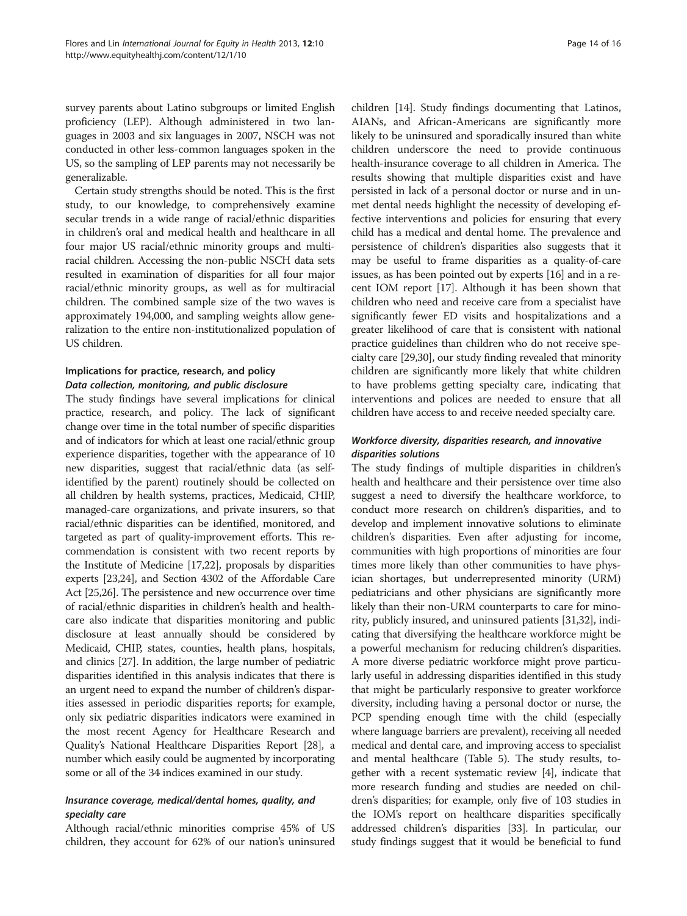survey parents about Latino subgroups or limited English proficiency (LEP). Although administered in two languages in 2003 and six languages in 2007, NSCH was not conducted in other less-common languages spoken in the US, so the sampling of LEP parents may not necessarily be generalizable.

Certain study strengths should be noted. This is the first study, to our knowledge, to comprehensively examine secular trends in a wide range of racial/ethnic disparities in children's oral and medical health and healthcare in all four major US racial/ethnic minority groups and multiracial children. Accessing the non-public NSCH data sets resulted in examination of disparities for all four major racial/ethnic minority groups, as well as for multiracial children. The combined sample size of the two waves is approximately 194,000, and sampling weights allow generalization to the entire non-institutionalized population of US children.

## Implications for practice, research, and policy

### *Data collection, monitoring, and public disclosure*

The study findings have several implications for clinical practice, research, and policy. The lack of significant change over time in the total number of specific disparities and of indicators for which at least one racial/ethnic group experience disparities, together with the appearance of 10 new disparities, suggest that racial/ethnic data (as self-identified by the parent) routinely should be collected on all children by health systems, practices, Medicaid, CHIP, managed-care organizations, and private insurers, so that racial/ethnic disparities can be identified, monitored, and targeted as part of quality-improvement efforts. This recommendation is consistent with two recent reports by the Institute of Medicine [17,22], proposals by disparities experts [23,24], and Section 4302 of the Affordable Care Act [25,26]. The persistence and new occurrence over time of racial/ethnic disparities in children's health and healthcare also indicate that disparities monitoring and public disclosure at least annually should be considered by Medicaid, CHIP, states, counties, health plans, hospitals, and clinics [27]. In addition, the large number of pediatric disparities identified in this analysis indicates that there is an urgent need to expand the number of children's disparities assessed in periodic disparities reports; for example, only six pediatric disparities indicators were examined in the most recent Agency for Healthcare Research and Quality's National Healthcare Disparities Report [28], a number which easily could be augmented by incorporating some or all of the 34 indices examined in our study.

### *Insurance coverage, medical/dental homes, quality, and specialty care*

Although racial/ethnic minorities comprise 45% of US children, they account for 62% of our nation's uninsured children [14]. Study findings documenting that Latinos, AIANs, and African-Americans are significantly more likely to be uninsured and sporadically insured than white children underscore the need to provide continuous health-insurance coverage to all children in America. The results showing that multiple disparities exist and have persisted in lack of a personal doctor or nurse and in unmet dental needs highlight the necessity of developing effective interventions and policies for ensuring that every child has a medical and dental home. The prevalence and persistence of children's disparities also suggests that it may be useful to frame disparities as a quality-of-care issues, as has been pointed out by experts [16] and in a recent IOM report [17]. Although it has been shown that children who need and receive care from a specialist have significantly fewer ED visits and hospitalizations and a greater likelihood of care that is consistent with national practice guidelines than children who do not receive specialty care [29,30], our study finding revealed that minority children are significantly more likely that white children to have problems getting specialty care, indicating that interventions and polices are needed to ensure that all children have access to and receive needed specialty care.

### *Workforce diversity, disparities research, and innovative disparities solutions*

The study findings of multiple disparities in children's health and healthcare and their persistence over time also suggest a need to diversify the healthcare workforce, to conduct more research on children's disparities, and to develop and implement innovative solutions to eliminate children's disparities. Even after adjusting for income, communities with high proportions of minorities are four times more likely than other communities to have physician shortages, but underrepresented minority (URM) pediatricians and other physicians are significantly more likely than their non-URM counterparts to care for minority, publicly insured, and uninsured patients [31,32], indicating that diversifying the healthcare workforce might be a powerful mechanism for reducing children's disparities. A more diverse pediatric workforce might prove particularly useful in addressing disparities identified in this study that might be particularly responsive to greater workforce diversity, including having a personal doctor or nurse, the PCP spending enough time with the child (especially where language barriers are prevalent), receiving all needed medical and dental care, and improving access to specialist and mental healthcare (Table 5). The study results, together with a recent systematic review [4], indicate that more research funding and studies are needed on children's disparities; for example, only five of 103 studies in the IOM's report on healthcare disparities specifically addressed children's disparities [33]. In particular, our study findings suggest that it would be beneficial to fund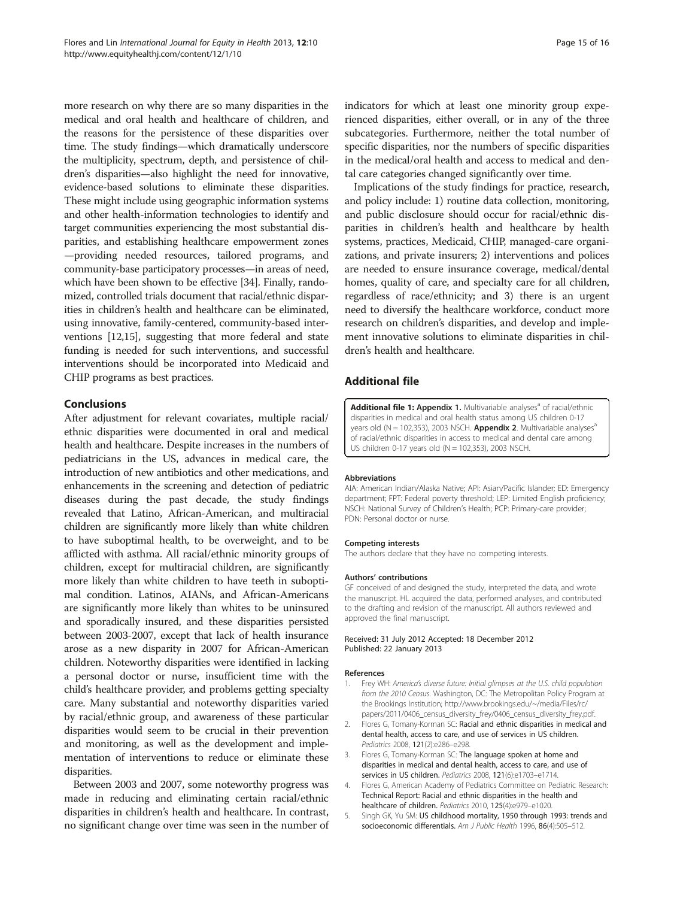more research on why there are so many disparities in the medical and oral health and healthcare of children, and the reasons for the persistence of these disparities over time. The study findings—which dramatically underscore the multiplicity, spectrum, depth, and persistence of children's disparities—also highlight the need for innovative, evidence-based solutions to eliminate these disparities. These might include using geographic information systems and other health-information technologies to identify and target communities experiencing the most substantial disparities, and establishing healthcare empowerment zones—providing needed resources, tailored programs, and community-base participatory processes—in areas of need, which have been shown to be effective [34]. Finally, randomized, controlled trials document that racial/ethnic disparities in children's health and healthcare can be eliminated, using innovative, family-centered, community-based interventions [12,15], suggesting that more federal and state funding is needed for such interventions, and successful interventions should be incorporated into Medicaid and CHIP programs as best practices.

## Conclusions

After adjustment for relevant covariates, multiple racial/ethnic disparities were documented in oral and medical health and healthcare. Despite increases in the numbers of pediatricians in the US, advances in medical care, the introduction of new antibiotics and other medications, and enhancements in the screening and detection of pediatric diseases during the past decade, the study findings revealed that Latino, African-American, and multiracial children are significantly more likely than white children to have suboptimal health, to be overweight, and to be afflicted with asthma. All racial/ethnic minority groups of children, except for multiracial children, are significantly more likely than white children to have teeth in suboptimal condition. Latinos, AIANs, and African-Americans are significantly more likely than whites to be uninsured and sporadically insured, and these disparities persisted between 2003-2007, except that lack of health insurance arose as a new disparity in 2007 for African-American children. Noteworthy disparities were identified in lacking a personal doctor or nurse, insufficient time with the child's healthcare provider, and problems getting specialty care. Many substantial and noteworthy disparities varied by racial/ethnic group, and awareness of these particular disparities would seem to be crucial in their prevention and monitoring, as well as the development and implementation of interventions to reduce or eliminate these disparities.

Between 2003 and 2007, some noteworthy progress was made in reducing and eliminating certain racial/ethnic disparities in children's health and healthcare. In contrast, no significant change over time was seen in the number of indicators for which at least one minority group experienced disparities, either overall, or in any of the three subcategories. Furthermore, neither the total number of specific disparities, nor the numbers of specific disparities in the medical/oral health and access to medical and dental care categories changed significantly over time.

Implications of the study findings for practice, research, and policy include: 1) routine data collection, monitoring, and public disclosure should occur for racial/ethnic disparities in children's health and healthcare by health systems, practices, Medicaid, CHIP, managed-care organizations, and private insurers; 2) interventions and polices are needed to ensure insurance coverage, medical/dental homes, quality of care, and specialty care for all children, regardless of race/ethnicity; and 3) there is an urgent need to diversify the healthcare workforce, conduct more research on children's disparities, and develop and implement innovative solutions to eliminate disparities in children's health and healthcare.

## Additional file

**Additional file 1: Appendix 1.** Multivariable analyses[a] of racial/ethnic disparities in medical and oral health status among US children 0-17 years old (N = 102,353), 2003 NSCH. **Appendix 2**. Multivariable analyses[a] of racial/ethnic disparities in access to medical and dental care among US children 0-17 years old (N = 102,353), 2003 NSCH.

#### Abbreviations

AIA: American Indian/Alaska Native; API: Asian/Pacific Islander; ED: Emergency department; FPT: Federal poverty threshold; LEP: Limited English proficiency; NSCH: National Survey of Children's Health; PCP: Primary-care provider; PDN: Personal doctor or nurse.

#### Competing interests

The authors declare that they have no competing interests.

#### Authors' contributions

GF conceived of and designed the study, interpreted the data, and wrote the manuscript. HL acquired the data, performed analyses, and contributed to the drafting and revision of the manuscript. All authors reviewed and approved the final manuscript.

Received: 31 July 2012 Accepted: 18 December 2012
Published: 22 January 2013

#### References

1. Frey WH: *America's diverse future: Initial glimpses at the U.S. child population from the 2010 Census*. Washington, DC: The Metropolitan Policy Program at the Brookings Institution; http://www.brookings.edu/~/media/Files/rc/papers/2011/0406_census_diversity_frey/0406_census_diversity_frey.pdf.
2. Flores G, Tomany-Korman SC: **Racial and ethnic disparities in medical and dental health, access to care, and use of services in US children.** *Pediatrics* 2008, **121**(2):e286–e298.
3. Flores G, Tomany-Korman SC: **The language spoken at home and disparities in medical and dental health, access to care, and use of services in US children.** *Pediatrics* 2008, **121**(6):e1703–e1714.
4. Flores G, American Academy of Pediatrics Committee on Pediatric Research: **Technical Report: Racial and ethnic disparities in the health and healthcare of children.** *Pediatrics* 2010, **125**(4):e979–e1020.
5. Singh GK, Yu SM: **US childhood mortality, 1950 through 1993: trends and socioeconomic differentials.** *Am J Public Health* 1996, **86**(4):505–512.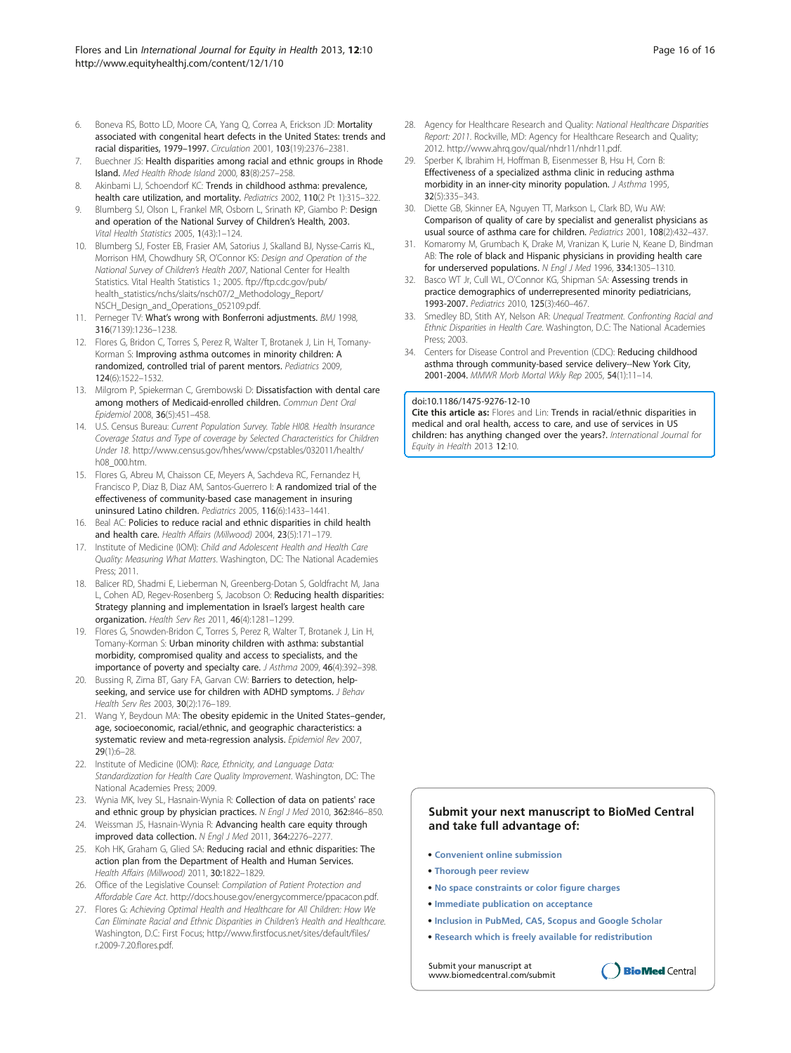6. Boneva RS, Botto LD, Moore CA, Yang Q, Correa A, Erickson JD: **Mortality associated with congenital heart defects in the United States: trends and racial disparities, 1979–1997.** *Circulation* 2001, **103**(19):2376–2381.
7. Buechner JS: **Health disparities among racial and ethnic groups in Rhode Island.** *Med Health Rhode Island* 2000, **83**(8):257–258.
8. Akinbami LJ, Schoendorf KC: **Trends in childhood asthma: prevalence, health care utilization, and mortality.** *Pediatrics* 2002, **110**(2 Pt 1):315–322.
9. Blumberg SJ, Olson L, Frankel MR, Osborn L, Srinath KP, Giambo P: **Design and operation of the National Survey of Children's Health, 2003.** *Vital Health Statistics* 2005, **1**(43):1–124.
10. Blumberg SJ, Foster EB, Frasier AM, Satorius J, Skalland BJ, Nysse-Carris KL, Morrison HM, Chowdhury SR, O'Connor KS: *Design and Operation of the National Survey of Children's Health 2007*, National Center for Health Statistics. Vital Health Statistics 1.; 2005. ftp://ftp.cdc.gov/pub/health_statistics/nchs/slaits/nsch07/2_Methodology_Report/NSCH_Design_and_Operations_052109.pdf.
11. Perneger TV: **What's wrong with Bonferroni adjustments.** *BMJ* 1998, **316**(7139):1236–1238.
12. Flores G, Bridon C, Torres S, Perez R, Walter T, Brotanek J, Lin H, Tomany-Korman S: **Improving asthma outcomes in minority children: A randomized, controlled trial of parent mentors.** *Pediatrics* 2009, **124**(6):1522–1532.
13. Milgrom P, Spiekerman C, Grembowski D: **Dissatisfaction with dental care among mothers of Medicaid-enrolled children.** *Commun Dent Oral Epidemiol* 2008, **36**(5):451–458.
14. U.S. Census Bureau: *Current Population Survey. Table HI08. Health Insurance Coverage Status and Type of coverage by Selected Characteristics for Children Under 18*. http://www.census.gov/hhes/www/cpstables/032011/health/h08_000.htm.
15. Flores G, Abreu M, Chaisson CE, Meyers A, Sachdeva RC, Fernandez H, Francisco P, Diaz B, Diaz AM, Santos-Guerrero I: **A randomized trial of the effectiveness of community-based case management in insuring uninsured Latino children.** *Pediatrics* 2005, **116**(6):1433–1441.
16. Beal AC: **Policies to reduce racial and ethnic disparities in child health and health care.** *Health Affairs (Millwood)* 2004, **23**(5):171–179.
17. Institute of Medicine (IOM): *Child and Adolescent Health and Health Care Quality: Measuring What Matters*. Washington, DC: The National Academies Press; 2011.
18. Balicer RD, Shadmi E, Lieberman N, Greenberg-Dotan S, Goldfracht M, Jana L, Cohen AD, Regev-Rosenberg S, Jacobson O: **Reducing health disparities: Strategy planning and implementation in Israel's largest health care organization.** *Health Serv Res* 2011, **46**(4):1281–1299.
19. Flores G, Snowden-Bridon C, Torres S, Perez R, Walter T, Brotanek J, Lin H, Tomany-Korman S: **Urban minority children with asthma: substantial morbidity, compromised quality and access to specialists, and the importance of poverty and specialty care.** *J Asthma* 2009, **46**(4):392–398.
20. Bussing R, Zima BT, Gary FA, Garvan CW: **Barriers to detection, help-seeking, and service use for children with ADHD symptoms.** *J Behav Health Serv Res* 2003, **30**(2):176–189.
21. Wang Y, Beydoun MA: **The obesity epidemic in the United States–gender, age, socioeconomic, racial/ethnic, and geographic characteristics: a systematic review and meta-regression analysis.** *Epidemiol Rev* 2007, **29**(1):6–28.
22. Institute of Medicine (IOM): *Race, Ethnicity, and Language Data: Standardization for Health Care Quality Improvement*. Washington, DC: The National Academies Press; 2009.
23. Wynia MK, Ivey SL, Hasnain-Wynia R: **Collection of data on patients' race and ethnic group by physician practices.** *N Engl J Med* 2010, **362**:846–850.
24. Weissman JS, Hasnain-Wynia R: **Advancing health care equity through improved data collection.** *N Engl J Med* 2011, **364**:2276–2277.
25. Koh HK, Graham G, Glied SA: **Reducing racial and ethnic disparities: The action plan from the Department of Health and Human Services.** *Health Affairs (Millwood)* 2011, **30**:1822–1829.
26. Office of the Legislative Counsel: *Compilation of Patient Protection and Affordable Care Act*. http://docs.house.gov/energycommerce/ppacacon.pdf.
27. Flores G: *Achieving Optimal Health and Healthcare for All Children: How We Can Eliminate Racial and Ethnic Disparities in Children's Health and Healthcare*. Washington, D.C: First Focus; http://www.firstfocus.net/sites/default/files/r.2009-7.20.flores.pdf.
28. Agency for Healthcare Research and Quality: *National Healthcare Disparities Report: 2011*. Rockville, MD: Agency for Healthcare Research and Quality; 2012. http://www.ahrq.gov/qual/nhdr11/nhdr11.pdf.
29. Sperber K, Ibrahim H, Hoffman B, Eisenmesser B, Hsu H, Corn B: **Effectiveness of a specialized asthma clinic in reducing asthma morbidity in an inner-city minority population.** *J Asthma* 1995, **32**(5):335–343.
30. Diette GB, Skinner EA, Nguyen TT, Markson L, Clark BD, Wu AW: **Comparison of quality of care by specialist and generalist physicians as usual source of asthma care for children.** *Pediatrics* 2001, **108**(2):432–437.
31. Komaromy M, Grumbach K, Drake M, Vranizan K, Lurie N, Keane D, Bindman AB: **The role of black and Hispanic physicians in providing health care for underserved populations.** *N Engl J Med* 1996, **334**:1305–1310.
32. Basco WT Jr, Cull WL, O'Connor KG, Shipman SA: **Assessing trends in practice demographics of underrepresented minority pediatricians, 1993-2007.** *Pediatrics* 2010, **125**(3):460–467.
33. Smedley BD, Stith AY, Nelson AR: *Unequal Treatment. Confronting Racial and Ethnic Disparities in Health Care*. Washington, D.C: The National Academies Press; 2003.
34. Centers for Disease Control and Prevention (CDC): **Reducing childhood asthma through community-based service delivery--New York City, 2001-2004.** *MMWR Morb Mortal Wkly Rep* 2005, **54**(1):11–14.

doi:10.1186/1475-9276-12-10

**Cite this article as:** Flores and Lin: Trends in racial/ethnic disparities in medical and oral health, access to care, and use of services in US children: has anything changed over the years?. *International Journal for Equity in Health* 2013 **12**:10.

**Submit your next manuscript to BioMed Central and take full advantage of:**

- **Convenient online submission**
- **Thorough peer review**
- **No space constraints or color figure charges**
- **Immediate publication on acceptance**
- **Inclusion in PubMed, CAS, Scopus and Google Scholar**
- **Research which is freely available for redistribution**

Submit your manuscript at
www.biomedcentral.com/submit

BioMed Central